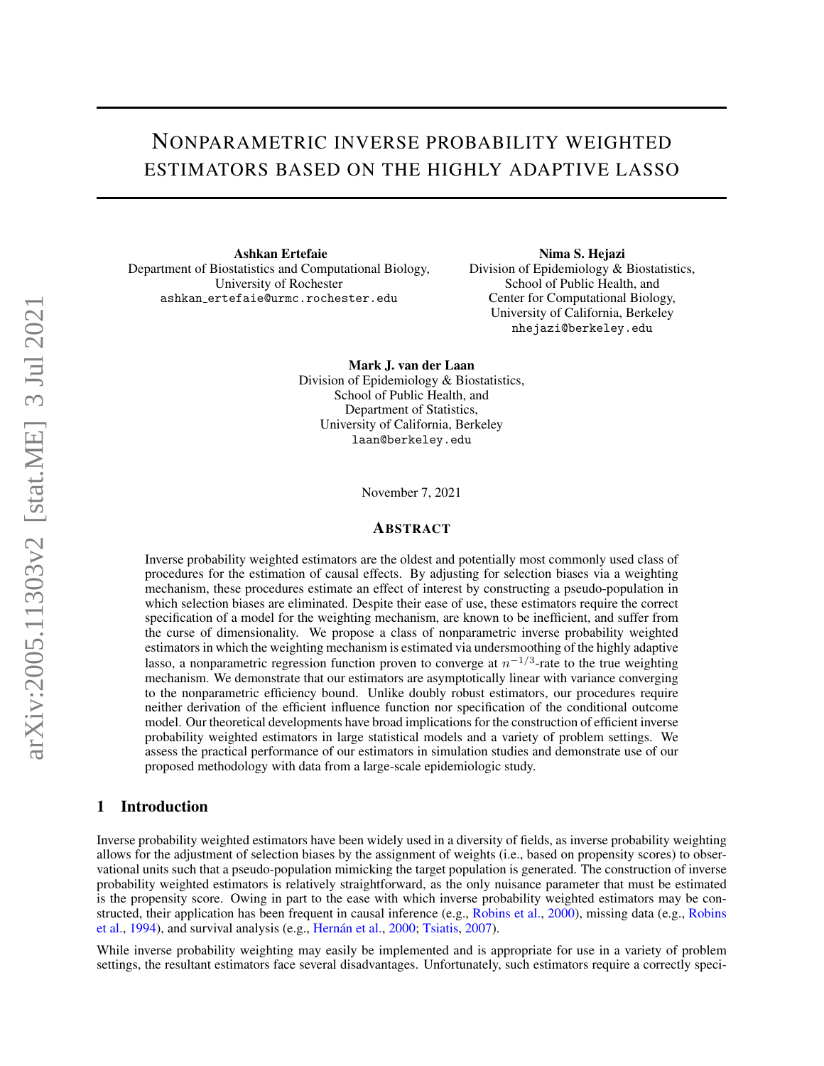# Nonparametric inverse probability weighted estimators based on the highly adaptive lasso

**Ashkan Ertefaie**
Department of Biostatistics and Computational Biology,
University of Rochester
ashkan_ertefaie@urmc.rochester.edu

**Nima S. Hejazi**
Division of Epidemiology & Biostatistics,
School of Public Health, and
Center for Computational Biology,
University of California, Berkeley
nhejazi@berkeley.edu

**Mark J. van der Laan**
Division of Epidemiology & Biostatistics,
School of Public Health, and
Department of Statistics,
University of California, Berkeley
laan@berkeley.edu

November 7, 2021

## Abstract

Inverse probability weighted estimators are the oldest and potentially most commonly used class of procedures for the estimation of causal effects. By adjusting for selection biases via a weighting mechanism, these procedures estimate an effect of interest by constructing a pseudo-population in which selection biases are eliminated. Despite their ease of use, these estimators require the correct specification of a model for the weighting mechanism, are known to be inefficient, and suffer from the curse of dimensionality. We propose a class of nonparametric inverse probability weighted estimators in which the weighting mechanism is estimated via undersmoothing of the highly adaptive lasso, a nonparametric regression function proven to converge at $n^{-1/3}$-rate to the true weighting mechanism. We demonstrate that our estimators are asymptotically linear with variance converging to the nonparametric efficiency bound. Unlike doubly robust estimators, our procedures require neither derivation of the efficient influence function nor specification of the conditional outcome model. Our theoretical developments have broad implications for the construction of efficient inverse probability weighted estimators in large statistical models and a variety of problem settings. We assess the practical performance of our estimators in simulation studies and demonstrate use of our proposed methodology with data from a large-scale epidemiologic study.

## 1 Introduction

Inverse probability weighted estimators have been widely used in a diversity of fields, as inverse probability weighting allows for the adjustment of selection biases by the assignment of weights (i.e., based on propensity scores) to observational units such that a pseudo-population mimicking the target population is generated. The construction of inverse probability weighted estimators is relatively straightforward, as the only nuisance parameter that must be estimated is the propensity score. Owing in part to the ease with which inverse probability weighted estimators may be constructed, their application has been frequent in causal inference (e.g., Robins et al., 2000), missing data (e.g., Robins et al., 1994), and survival analysis (e.g., Hernán et al., 2000; Tsiatis, 2007).

While inverse probability weighting may easily be implemented and is appropriate for use in a variety of problem settings, the resultant estimators face several disadvantages. Unfortunately, such estimators require a correctly speci-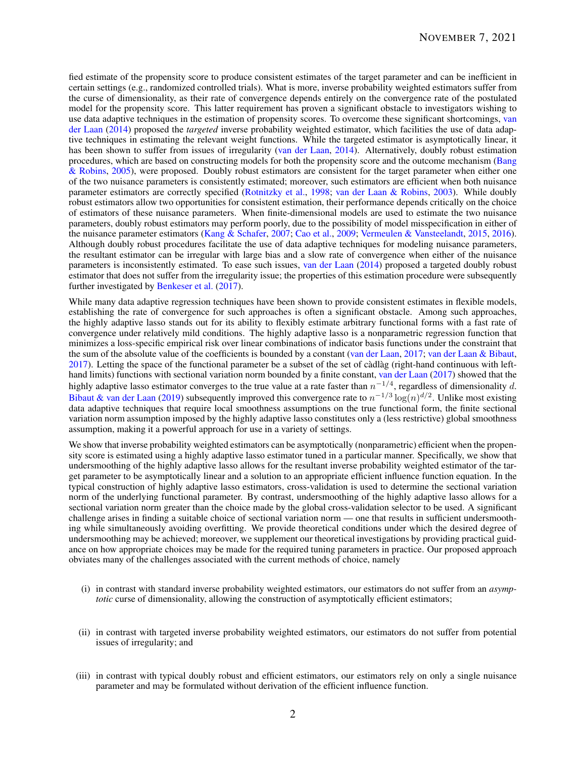fied estimate of the propensity score to produce consistent estimates of the target parameter and can be inefficient in certain settings (e.g., randomized controlled trials). What is more, inverse probability weighted estimators suffer from the curse of dimensionality, as their rate of convergence depends entirely on the convergence rate of the postulated model for the propensity score. This latter requirement has proven a significant obstacle to investigators wishing to use data adaptive techniques in the estimation of propensity scores. To overcome these significant shortcomings, van der Laan (2014) proposed the *targeted* inverse probability weighted estimator, which facilities the use of data adaptive techniques in estimating the relevant weight functions. While the targeted estimator is asymptotically linear, it has been shown to suffer from issues of irregularity (van der Laan, 2014). Alternatively, doubly robust estimation procedures, which are based on constructing models for both the propensity score and the outcome mechanism (Bang & Robins, 2005), were proposed. Doubly robust estimators are consistent for the target parameter when either one of the two nuisance parameters is consistently estimated; moreover, such estimators are efficient when both nuisance parameter estimators are correctly specified (Rotnitzky et al., 1998; van der Laan & Robins, 2003). While doubly robust estimators allow two opportunities for consistent estimation, their performance depends critically on the choice of estimators of these nuisance parameters. When finite-dimensional models are used to estimate the two nuisance parameters, doubly robust estimators may perform poorly, due to the possibility of model misspecification in either of the nuisance parameter estimators (Kang & Schafer, 2007; Cao et al., 2009; Vermeulen & Vansteelandt, 2015, 2016). Although doubly robust procedures facilitate the use of data adaptive techniques for modeling nuisance parameters, the resultant estimator can be irregular with large bias and a slow rate of convergence when either of the nuisance parameters is inconsistently estimated. To ease such issues, van der Laan (2014) proposed a targeted doubly robust estimator that does not suffer from the irregularity issue; the properties of this estimation procedure were subsequently further investigated by Benkeser et al. (2017).

While many data adaptive regression techniques have been shown to provide consistent estimates in flexible models, establishing the rate of convergence for such approaches is often a significant obstacle. Among such approaches, the highly adaptive lasso stands out for its ability to flexibly estimate arbitrary functional forms with a fast rate of convergence under relatively mild conditions. The highly adaptive lasso is a nonparametric regression function that minimizes a loss-specific empirical risk over linear combinations of indicator basis functions under the constraint that the sum of the absolute value of the coefficients is bounded by a constant (van der Laan, 2017; van der Laan & Bibaut, 2017). Letting the space of the functional parameter be a subset of the set of càdlàg (right-hand continuous with left-hand limits) functions with sectional variation norm bounded by a finite constant, van der Laan (2017) showed that the highly adaptive lasso estimator converges to the true value at a rate faster than $n^{-1/4}$, regardless of dimensionality $d$. Bibaut & van der Laan (2019) subsequently improved this convergence rate to $n^{-1/3}\log(n)^{d/2}$. Unlike most existing data adaptive techniques that require local smoothness assumptions on the true functional form, the finite sectional variation norm assumption imposed by the highly adaptive lasso constitutes only a (less restrictive) global smoothness assumption, making it a powerful approach for use in a variety of settings.

We show that inverse probability weighted estimators can be asymptotically (nonparametric) efficient when the propensity score is estimated using a highly adaptive lasso estimator tuned in a particular manner. Specifically, we show that undersmoothing of the highly adaptive lasso allows for the resultant inverse probability weighted estimator of the target parameter to be asymptotically linear and a solution to an appropriate efficient influence function equation. In the typical construction of highly adaptive lasso estimators, cross-validation is used to determine the sectional variation norm of the underlying functional parameter. By contrast, undersmoothing of the highly adaptive lasso allows for a sectional variation norm greater than the choice made by the global cross-validation selector to be used. A significant challenge arises in finding a suitable choice of sectional variation norm — one that results in sufficient undersmoothing while simultaneously avoiding overfitting. We provide theoretical conditions under which the desired degree of undersmoothing may be achieved; moreover, we supplement our theoretical investigations by providing practical guidance on how appropriate choices may be made for the required tuning parameters in practice. Our proposed approach obviates many of the challenges associated with the current methods of choice, namely

(i) in contrast with standard inverse probability weighted estimators, our estimators do not suffer from an *asymptotic* curse of dimensionality, allowing the construction of asymptotically efficient estimators;

(ii) in contrast with targeted inverse probability weighted estimators, our estimators do not suffer from potential issues of irregularity; and

(iii) in contrast with typical doubly robust and efficient estimators, our estimators rely on only a single nuisance parameter and may be formulated without derivation of the efficient influence function.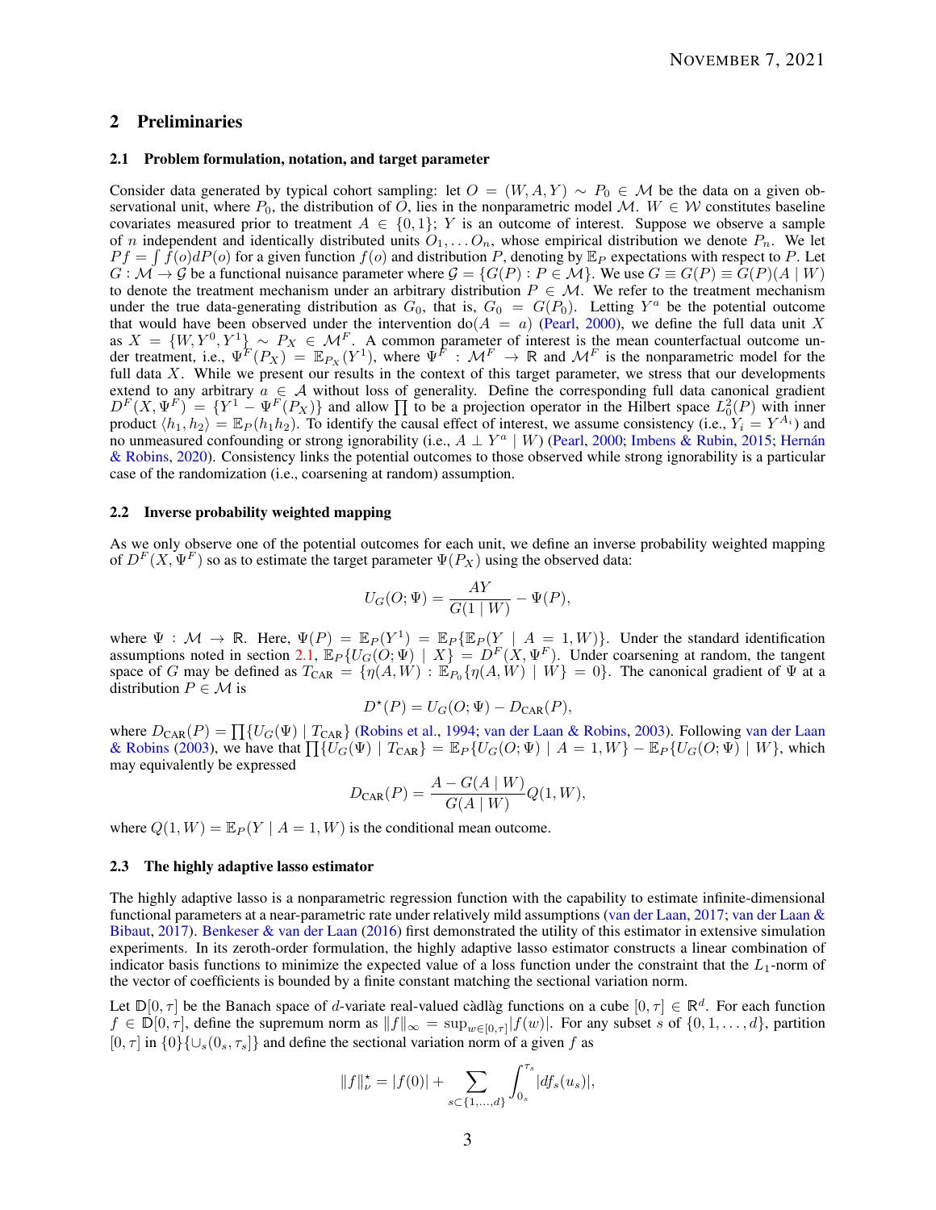## 2 Preliminaries

### 2.1 Problem formulation, notation, and target parameter

Consider data generated by typical cohort sampling: let $O = (W, A, Y) \sim P_0 \in \mathcal{M}$ be the data on a given observational unit, where $P_0$, the distribution of $O$, lies in the nonparametric model $\mathcal{M}$. $W \in \mathcal{W}$ constitutes baseline covariates measured prior to treatment $A \in \{0, 1\}$; $Y$ is an outcome of interest. Suppose we observe a sample of $n$ independent and identically distributed units $O_1, \ldots O_n$, whose empirical distribution we denote $P_n$. We let $Pf = \int f(o)dP(o)$ for a given function $f(o)$ and distribution $P$, denoting by $\mathbb{E}_P$ expectations with respect to $P$. Let $G : \mathcal{M} \rightarrow \mathcal{G}$ be a functional nuisance parameter where $\mathcal{G} = \{G(P) : P \in \mathcal{M}\}$. We use $G \equiv G(P) \equiv G(P)(A \mid W)$ to denote the treatment mechanism under an arbitrary distribution $P \in \mathcal{M}$. We refer to the treatment mechanism under the true data-generating distribution as $G_0$, that is, $G_0 = G(P_0)$. Letting $Y^a$ be the potential outcome that would have been observed under the intervention $\text{do}(A = a)$ (Pearl, 2000), we define the full data unit $X$ as $X = \{W, Y^0, Y^1\} \sim P_X \in \mathcal{M}^F$. A common parameter of interest is the mean counterfactual outcome under treatment, i.e., $\Psi^F(P_X) = \mathbb{E}_{P_X}(Y^1)$, where $\Psi^F : \mathcal{M}^F \rightarrow \mathbb{R}$ and $\mathcal{M}^F$ is the nonparametric model for the full data $X$. While we present our results in the context of this target parameter, we stress that our developments extend to any arbitrary $a \in \mathcal{A}$ without loss of generality. Define the corresponding full data canonical gradient $D^F(X, \Psi^F) = \{Y^1 - \Psi^F(P_X)\}$ and allow $\prod$ to be a projection operator in the Hilbert space $L_0^2(P)$ with inner product $\langle h_1, h_2 \rangle = \mathbb{E}_P(h_1 h_2)$. To identify the causal effect of interest, we assume consistency (i.e., $Y_i = Y^{A_i}$) and no unmeasured confounding or strong ignorability (i.e., $A \perp Y^a \mid W$) (Pearl, 2000; Imbens & Rubin, 2015; Hernán & Robins, 2020). Consistency links the potential outcomes to those observed while strong ignorability is a particular case of the randomization (i.e., coarsening at random) assumption.

### 2.2 Inverse probability weighted mapping

As we only observe one of the potential outcomes for each unit, we define an inverse probability weighted mapping of $D^F(X, \Psi^F)$ so as to estimate the target parameter $\Psi(P_X)$ using the observed data:

$$U_G(O; \Psi) = \frac{AY}{G(1 \mid W)} - \Psi(P),$$

where $\Psi : \mathcal{M} \rightarrow \mathbb{R}$. Here, $\Psi(P) = \mathbb{E}_P(Y^1) = \mathbb{E}_P\{\mathbb{E}_P(Y \mid A = 1, W)\}$. Under the standard identification assumptions noted in section 2.1, $\mathbb{E}_P\{U_G(O; \Psi) \mid X\} = D^F(X, \Psi^F)$. Under coarsening at random, the tangent space of $G$ may be defined as $T_{\text{CAR}} = \{\eta(A, W) : \mathbb{E}_{P_0}\{\eta(A, W) \mid W\} = 0\}$. The canonical gradient of $\Psi$ at a distribution $P \in \mathcal{M}$ is

$$D^\star(P) = U_G(O; \Psi) - D_{\text{CAR}}(P),$$

where $D_{\text{CAR}}(P) = \prod\{U_G(\Psi) \mid T_{\text{CAR}}\}$ (Robins et al., 1994; van der Laan & Robins, 2003). Following van der Laan & Robins (2003), we have that $\prod\{U_G(\Psi) \mid T_{\text{CAR}}\} = \mathbb{E}_P\{U_G(O; \Psi) \mid A = 1, W\} - \mathbb{E}_P\{U_G(O; \Psi) \mid W\}$, which may equivalently be expressed

$$D_{\text{CAR}}(P) = \frac{A - G(A \mid W)}{G(A \mid W)} Q(1, W),$$

where $Q(1, W) = \mathbb{E}_P(Y \mid A = 1, W)$ is the conditional mean outcome.

### 2.3 The highly adaptive lasso estimator

The highly adaptive lasso is a nonparametric regression function with the capability to estimate infinite-dimensional functional parameters at a near-parametric rate under relatively mild assumptions (van der Laan, 2017; van der Laan & Bibaut, 2017). Benkeser & van der Laan (2016) first demonstrated the utility of this estimator in extensive simulation experiments. In its zeroth-order formulation, the highly adaptive lasso estimator constructs a linear combination of indicator basis functions to minimize the expected value of a loss function under the constraint that the $L_1$-norm of the vector of coefficients is bounded by a finite constant matching the sectional variation norm.

Let $\mathbb{D}[0, \tau]$ be the Banach space of $d$-variate real-valued càdlàg functions on a cube $[0, \tau] \in \mathbb{R}^d$. For each function $f \in \mathbb{D}[0, \tau]$, define the supremum norm as $\|f\|_\infty = \sup_{w \in [0, \tau]} |f(w)|$. For any subset $s$ of $\{0, 1, \ldots, d\}$, partition $[0, \tau]$ in $\{0\}\{\cup_s (0_s, \tau_s]\}$ and define the sectional variation norm of a given $f$ as

$$\|f\|^\star_\nu = |f(0)| + \sum_{s \subset \{1, \ldots, d\}} \int_{0_s}^{\tau_s} |df_s(u_s)|,$$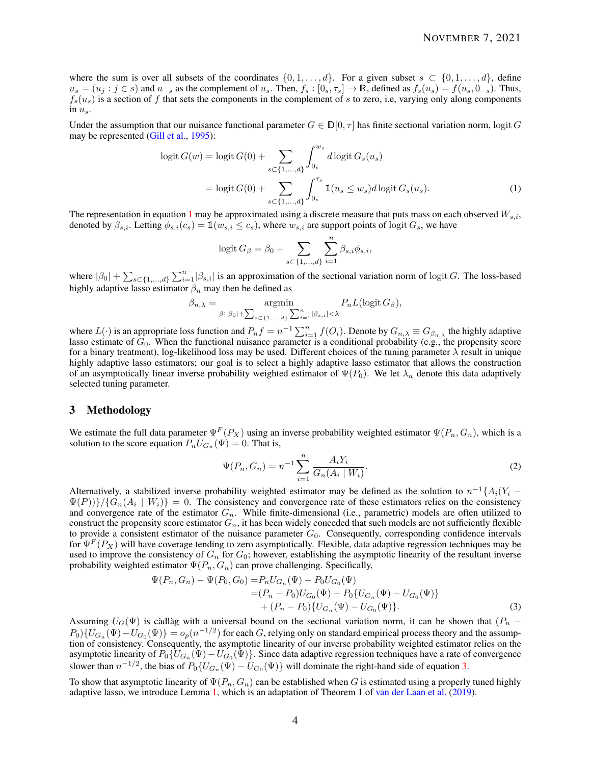where the sum is over all subsets of the coordinates $\{0, 1, \ldots, d\}$. For a given subset $s \subset \{0, 1, \ldots, d\}$, define $u_s = (u_j : j \in s)$ and $u_{-s}$ as the complement of $u_s$. Then, $f_s : [0_s, \tau_s] \to \mathbb{R}$, defined as $f_s(u_s) = f(u_s, 0_{-s})$. Thus, $f_s(u_s)$ is a section of $f$ that sets the components in the complement of $s$ to zero, i.e, varying only along components in $u_s$.

Under the assumption that our nuisance functional parameter $G \in \mathbb{D}[0, \tau]$ has finite sectional variation norm, logit $G$ may be represented (Gill et al., 1995):

$$
\begin{aligned}
\operatorname{logit} G(w) &= \operatorname{logit} G(0) + \sum_{s \subset \{1,\ldots,d\}} \int_{0_s}^{w_s} d \operatorname{logit} G_s(u_s) \\
&= \operatorname{logit} G(0) + \sum_{s \subset \{1,\ldots,d\}} \int_{0_s}^{\tau_s} \mathbb{1}(u_s \le w_s) d \operatorname{logit} G_s(u_s). \qquad (1)
\end{aligned}
$$

The representation in equation 1 may be approximated using a discrete measure that puts mass on each observed $W_{s,i}$, denoted by $\beta_{s,i}$. Letting $\phi_{s,i}(c_s) = \mathbb{1}(w_{s,i} \le c_s)$, where $w_{s,i}$ are support points of logit $G_s$, we have

$$
\operatorname{logit} G_\beta = \beta_0 + \sum_{s \subset \{1,\ldots,d\}} \sum_{i=1}^{n} \beta_{s,i} \phi_{s,i},
$$

where $|\beta_0| + \sum_{s \subset \{1,\ldots,d\}} \sum_{i=1}^{n} |\beta_{s,i}|$ is an approximation of the sectional variation norm of logit $G$. The loss-based highly adaptive lasso estimator $\beta_n$ may then be defined as

$$
\beta_{n,\lambda} = \underset{\beta : |\beta_0| + \sum_{s \subset \{1,\ldots,d\}} \sum_{i=1}^{n} |\beta_{s,i}| < \lambda}{\operatorname{argmin}} P_n L(\operatorname{logit} G_\beta),
$$

where $L(\cdot)$ is an appropriate loss function and $P_n f = n^{-1} \sum_{i=1}^{n} f(O_i)$. Denote by $G_{n,\lambda} \equiv G_{\beta_{n,\lambda}}$ the highly adaptive lasso estimate of $G_0$. When the functional nuisance parameter is a conditional probability (e.g., the propensity score for a binary treatment), log-likelihood loss may be used. Different choices of the tuning parameter $\lambda$ result in unique highly adaptive lasso estimators; our goal is to select a highly adaptive lasso estimator that allows the construction of an asymptotically linear inverse probability weighted estimator of $\Psi(P_0)$. We let $\lambda_n$ denote this data adaptively selected tuning parameter.

## 3 Methodology

We estimate the full data parameter $\Psi^F(P_X)$ using an inverse probability weighted estimator $\Psi(P_n, G_n)$, which is a solution to the score equation $P_n U_{G_n}(\Psi) = 0$. That is,

$$
\Psi(P_n, G_n) = n^{-1} \sum_{i=1}^{n} \frac{A_i Y_i}{G_n(A_i \mid W_i)}. \qquad (2)
$$

Alternatively, a stabilized inverse probability weighted estimator may be defined as the solution to $n^{-1}\{A_i(Y_i - \Psi(P))\}/\{G_n(A_i \mid W_i)\} = 0$. The consistency and convergence rate of these estimators relies on the consistency and convergence rate of the estimator $G_n$. While finite-dimensional (i.e., parametric) models are often utilized to construct the propensity score estimator $G_n$, it has been widely conceded that such models are not sufficiently flexible to provide a consistent estimator of the nuisance parameter $G_0$. Consequently, corresponding confidence intervals for $\Psi^F(P_X)$ will have coverage tending to zero asymptotically. Flexible, data adaptive regression techniques may be used to improve the consistency of $G_n$ for $G_0$; however, establishing the asymptotic linearity of the resultant inverse probability weighted estimator $\Psi(P_n, G_n)$ can prove challenging. Specifically,

$$
\begin{aligned}
\Psi(P_n, G_n) - \Psi(P_0, G_0) =& P_n U_{G_n}(\Psi) - P_0 U_{G_0}(\Psi) \\
=& (P_n - P_0) U_{G_0}(\Psi) + P_0\{U_{G_n}(\Psi) - U_{G_0}(\Psi)\} \\
&+ (P_n - P_0)\{U_{G_n}(\Psi) - U_{G_0}(\Psi)\}. \qquad (3)
\end{aligned}
$$

Assuming $U_G(\Psi)$ is càdlàg with a universal bound on the sectional variation norm, it can be shown that $(P_n - P_0)\{U_{G_n}(\Psi) - U_{G_0}(\Psi)\} = o_p(n^{-1/2})$ for each $G$, relying only on standard empirical process theory and the assumption of consistency. Consequently, the asymptotic linearity of our inverse probability weighted estimator relies on the asymptotic linearity of $P_0\{U_{G_n}(\Psi) - U_{G_0}(\Psi)\}$. Since data adaptive regression techniques have a rate of convergence slower than $n^{-1/2}$, the bias of $P_0\{U_{G_n}(\Psi) - U_{G_0}(\Psi)\}$ will dominate the right-hand side of equation 3.

To show that asymptotic linearity of $\Psi(P_n, G_n)$ can be established when $G$ is estimated using a properly tuned highly adaptive lasso, we introduce Lemma 1, which is an adaptation of Theorem 1 of van der Laan et al. (2019).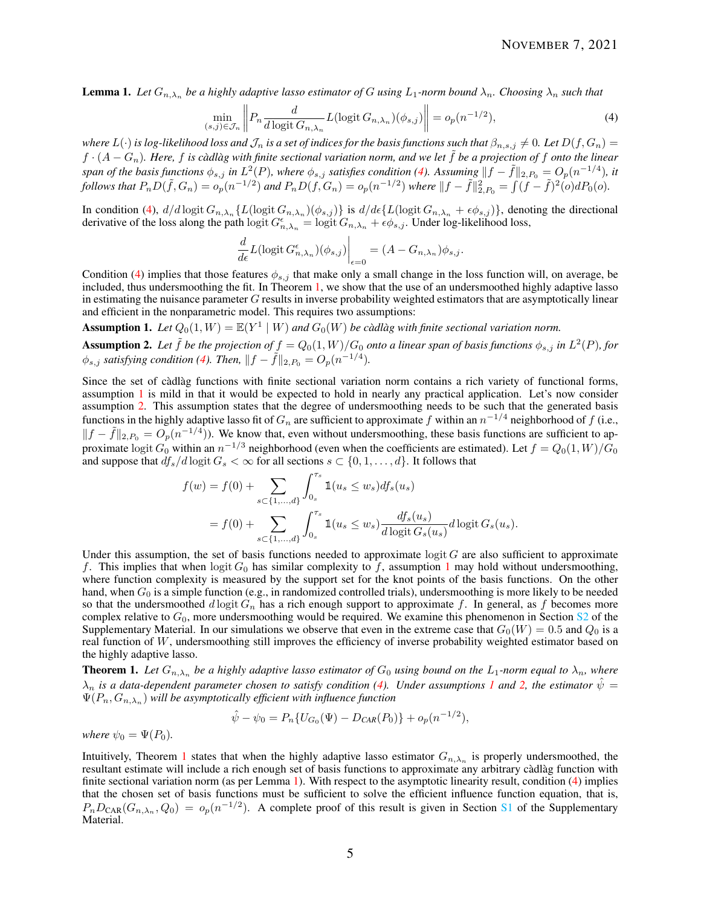**Lemma 1.** *Let $G_{n,\lambda_n}$ be a highly adaptive lasso estimator of $G$ using $L_1$-norm bound $\lambda_n$. Choosing $\lambda_n$ such that*

$$\min_{(s,j)\in\mathcal{J}_n}\left\| P_n \frac{d}{d\,\mathrm{logit}\, G_{n,\lambda_n}} L(\mathrm{logit}\, G_{n,\lambda_n})(\phi_{s,j})\right\| = o_p(n^{-1/2}), \tag{4}$$

*where $L(\cdot)$ is log-likelihood loss and $\mathcal{J}_n$ is a set of indices for the basis functions such that $\beta_{n,s,j}\neq 0$. Let $D(f,G_n)=f\cdot(A-G_n)$. Here, $f$ is càdlàg with finite sectional variation norm, and we let $\tilde{f}$ be a projection of $f$ onto the linear span of the basis functions $\phi_{s,j}$ in $L^2(P)$, where $\phi_{s,j}$ satisfies condition (4). Assuming $\|f-\tilde{f}\|_{2,P_0}=O_p(n^{-1/4})$, it follows that $P_nD(\tilde{f},G_n)=o_p(n^{-1/2})$ and $P_nD(f,G_n)=o_p(n^{-1/2})$ where $\|f-\tilde{f}\|^2_{2,P_0}=\int(f-\tilde{f})^2(o)dP_0(o)$.*

In condition (4), $d/d\,\mathrm{logit}\, G_{n,\lambda_n}\{L(\mathrm{logit}\, G_{n,\lambda_n})(\phi_{s,j})\}$ is $d/d\epsilon\{L(\mathrm{logit}\, G_{n,\lambda_n}+\epsilon\phi_{s,j})\}$, denoting the directional derivative of the loss along the path $\mathrm{logit}\, G^{\epsilon}_{n,\lambda_n}=\mathrm{logit}\, G_{n,\lambda_n}+\epsilon\phi_{s,j}$. Under log-likelihood loss,

$$\frac{d}{d\epsilon}L(\mathrm{logit}\, G^{\epsilon}_{n,\lambda_n})(\phi_{s,j})\bigg|_{\epsilon=0} = (A-G_{n,\lambda_n})\phi_{s,j}.$$

Condition (4) implies that those features $\phi_{s,j}$ that make only a small change in the loss function will, on average, be included, thus undersmoothing the fit. In Theorem 1, we show that the use of an undersmoothed highly adaptive lasso in estimating the nuisance parameter $G$ results in inverse probability weighted estimators that are asymptotically linear and efficient in the nonparametric model. This requires two assumptions:

**Assumption 1.** *Let $Q_0(1,W)=\mathbb{E}(Y^1\mid W)$ and $G_0(W)$ be càdlàg with finite sectional variation norm.*

**Assumption 2.** *Let $\tilde{f}$ be the projection of $f=Q_0(1,W)/G_0$ onto a linear span of basis functions $\phi_{s,j}$ in $L^2(P)$, for $\phi_{s,j}$ satisfying condition (4). Then, $\|f-\tilde{f}\|_{2,P_0}=O_p(n^{-1/4})$.*

Since the set of càdlàg functions with finite sectional variation norm contains a rich variety of functional forms, assumption 1 is mild in that it would be expected to hold in nearly any practical application. Let's now consider assumption 2. This assumption states that the degree of undersmoothing needs to be such that the generated basis functions in the highly adaptive lasso fit of $G_n$ are sufficient to approximate $f$ within an $n^{-1/4}$ neighborhood of $f$ (i.e., $\|f-\tilde{f}\|_{2,P_0}=O_p(n^{-1/4})$). We know that, even without undersmoothing, these basis functions are sufficient to approximate $\mathrm{logit}\, G_0$ within an $n^{-1/3}$ neighborhood (even when the coefficients are estimated). Let $f=Q_0(1,W)/G_0$ and suppose that $df_s/d\,\mathrm{logit}\, G_s<\infty$ for all sections $s\subset\{0,1,\ldots,d\}$. It follows that

$$\begin{aligned}
f(w) &= f(0)+\sum_{s\subset\{1,\ldots,d\}}\int_{0_s}^{\tau_s}\mathbb{1}(u_s\leq w_s)df_s(u_s)\\
&= f(0)+\sum_{s\subset\{1,\ldots,d\}}\int_{0_s}^{\tau_s}\mathbb{1}(u_s\leq w_s)\frac{df_s(u_s)}{d\,\mathrm{logit}\, G_s(u_s)}d\,\mathrm{logit}\, G_s(u_s).
\end{aligned}$$

Under this assumption, the set of basis functions needed to approximate $\mathrm{logit}\, G$ are also sufficient to approximate $f$. This implies that when $\mathrm{logit}\, G_0$ has similar complexity to $f$, assumption 1 may hold without undersmoothing, where function complexity is measured by the support set for the knot points of the basis functions. On the other hand, when $G_0$ is a simple function (e.g., in randomized controlled trials), undersmoothing is more likely to be needed so that the undersmoothed $d\,\mathrm{logit}\, G_n$ has a rich enough support to approximate $f$. In general, as $f$ becomes more complex relative to $G_0$, more undersmoothing would be required. We examine this phenomenon in Section S2 of the Supplementary Material. In our simulations we observe that even in the extreme case that $G_0(W)=0.5$ and $Q_0$ is a real function of $W$, undersmoothing still improves the efficiency of inverse probability weighted estimator based on the highly adaptive lasso.

**Theorem 1.** *Let $G_{n,\lambda_n}$ be a highly adaptive lasso estimator of $G_0$ using bound on the $L_1$-norm equal to $\lambda_n$, where $\lambda_n$ is a data-dependent parameter chosen to satisfy condition (4). Under assumptions 1 and 2, the estimator $\hat{\psi}=\Psi(P_n,G_{n,\lambda_n})$ will be asymptotically efficient with influence function*

$$\hat{\psi}-\psi_0 = P_n\{U_{G_0}(\Psi)-D_{CAR}(P_0)\}+o_p(n^{-1/2}),$$

*where $\psi_0=\Psi(P_0)$.*

Intuitively, Theorem 1 states that when the highly adaptive lasso estimator $G_{n,\lambda_n}$ is properly undersmoothed, the resultant estimate will include a rich enough set of basis functions to approximate any arbitrary càdlàg function with finite sectional variation norm (as per Lemma 1). With respect to the asymptotic linearity result, condition (4) implies that the chosen set of basis functions must be sufficient to solve the efficient influence function equation, that is, $P_nD_{\mathrm{CAR}}(G_{n,\lambda_n},Q_0)=o_p(n^{-1/2})$. A complete proof of this result is given in Section S1 of the Supplementary Material.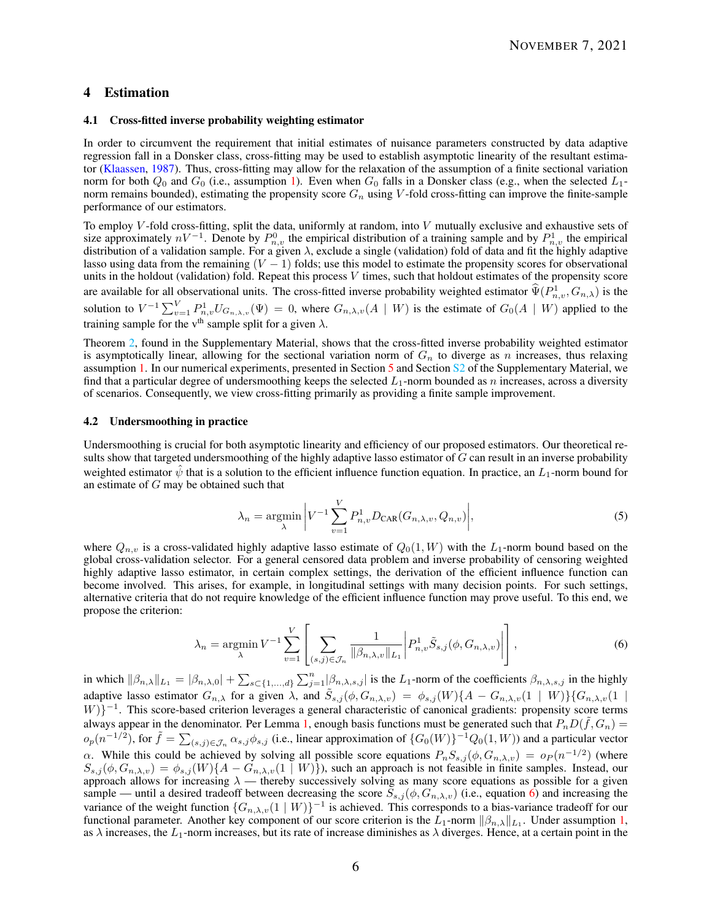# 4 Estimation

## 4.1 Cross-fitted inverse probability weighting estimator

In order to circumvent the requirement that initial estimates of nuisance parameters constructed by data adaptive regression fall in a Donsker class, cross-fitting may be used to establish asymptotic linearity of the resultant estimator (Klaassen, 1987). Thus, cross-fitting may allow for the relaxation of the assumption of a finite sectional variation norm for both $Q_0$ and $G_0$ (i.e., assumption 1). Even when $G_0$ falls in a Donsker class (e.g., when the selected $L_1$-norm remains bounded), estimating the propensity score $G_n$ using $V$-fold cross-fitting can improve the finite-sample performance of our estimators.

To employ $V$-fold cross-fitting, split the data, uniformly at random, into $V$ mutually exclusive and exhaustive sets of size approximately $nV^{-1}$. Denote by $P^0_{n,v}$ the empirical distribution of a training sample and by $P^1_{n,v}$ the empirical distribution of a validation sample. For a given $\lambda$, exclude a single (validation) fold of data and fit the highly adaptive lasso using data from the remaining $(V-1)$ folds; use this model to estimate the propensity scores for observational units in the holdout (validation) fold. Repeat this process $V$ times, such that holdout estimates of the propensity score are available for all observational units. The cross-fitted inverse probability weighted estimator $\widehat{\Psi}(P^1_{n,v}, G_{n,\lambda})$ is the solution to $V^{-1}\sum_{v=1}^{V} P^1_{n,v} U_{G_{n,\lambda,v}}(\Psi) = 0$, where $G_{n,\lambda,v}(A \mid W)$ is the estimate of $G_0(A \mid W)$ applied to the training sample for the v$^{\text{th}}$ sample split for a given $\lambda$.

Theorem 2, found in the Supplementary Material, shows that the cross-fitted inverse probability weighted estimator is asymptotically linear, allowing for the sectional variation norm of $G_n$ to diverge as $n$ increases, thus relaxing assumption 1. In our numerical experiments, presented in Section 5 and Section S2 of the Supplementary Material, we find that a particular degree of undersmoothing keeps the selected $L_1$-norm bounded as $n$ increases, across a diversity of scenarios. Consequently, we view cross-fitting primarily as providing a finite sample improvement.

## 4.2 Undersmoothing in practice

Undersmoothing is crucial for both asymptotic linearity and efficiency of our proposed estimators. Our theoretical results show that targeted undersmoothing of the highly adaptive lasso estimator of $G$ can result in an inverse probability weighted estimator $\hat{\psi}$ that is a solution to the efficient influence function equation. In practice, an $L_1$-norm bound for an estimate of $G$ may be obtained such that

$$\lambda_n = \underset{\lambda}{\operatorname{argmin}} \left| V^{-1} \sum_{v=1}^{V} P^1_{n,v} D_{\text{CAR}}(G_{n,\lambda,v}, Q_{n,v}) \right|, \tag{5}$$

where $Q_{n,v}$ is a cross-validated highly adaptive lasso estimate of $Q_0(1, W)$ with the $L_1$-norm bound based on the global cross-validation selector. For a general censored data problem and inverse probability of censoring weighted highly adaptive lasso estimator, in certain complex settings, the derivation of the efficient influence function can become involved. This arises, for example, in longitudinal settings with many decision points. For such settings, alternative criteria that do not require knowledge of the efficient influence function may prove useful. To this end, we propose the criterion:

$$\lambda_n = \underset{\lambda}{\operatorname{argmin}}\, V^{-1} \sum_{v=1}^{V} \left[ \sum_{(s,j)\in\mathcal{J}_n} \frac{1}{\|\beta_{n,\lambda,v}\|_{L_1}} \left| P^1_{n,v} \tilde{S}_{s,j}(\phi, G_{n,\lambda,v}) \right| \right], \tag{6}$$

in which $\|\beta_{n,\lambda}\|_{L_1} = |\beta_{n,\lambda,0}| + \sum_{s\subset\{1,\ldots,d\}} \sum_{j=1}^{n} |\beta_{n,\lambda,s,j}|$ is the $L_1$-norm of the coefficients $\beta_{n,\lambda,s,j}$ in the highly adaptive lasso estimator $G_{n,\lambda}$ for a given $\lambda$, and $\tilde{S}_{s,j}(\phi, G_{n,\lambda,v}) = \phi_{s,j}(W)\{A - G_{n,\lambda,v}(1 \mid W)\}\{G_{n,\lambda,v}(1 \mid W)\}^{-1}$. This score-based criterion leverages a general characteristic of canonical gradients: propensity score terms always appear in the denominator. Per Lemma 1, enough basis functions must be generated such that $P_n D(\tilde{f}, G_n) = o_p(n^{-1/2})$, for $\tilde{f} = \sum_{(s,j)\in\mathcal{J}_n} \alpha_{s,j}\phi_{s,j}$ (i.e., linear approximation of $\{G_0(W)\}^{-1}Q_0(1, W)$) and a particular vector $\alpha$. While this could be achieved by solving all possible score equations $P_n S_{s,j}(\phi, G_{n,\lambda,v}) = o_P(n^{-1/2})$ (where $S_{s,j}(\phi, G_{n,\lambda,v}) = \phi_{s,j}(W)\{A - G_{n,\lambda,v}(1 \mid W)\}$), such an approach is not feasible in finite samples. Instead, our approach allows for increasing $\lambda$ — thereby successively solving as many score equations as possible for a given sample — until a desired tradeoff between decreasing the score $\tilde{S}_{s,j}(\phi, G_{n,\lambda,v})$ (i.e., equation 6) and increasing the variance of the weight function $\{G_{n,\lambda,v}(1 \mid W)\}^{-1}$ is achieved. This corresponds to a bias-variance tradeoff for our functional parameter. Another key component of our score criterion is the $L_1$-norm $\|\beta_{n,\lambda}\|_{L_1}$. Under assumption 1, as $\lambda$ increases, the $L_1$-norm increases, but its rate of increase diminishes as $\lambda$ diverges. Hence, at a certain point in the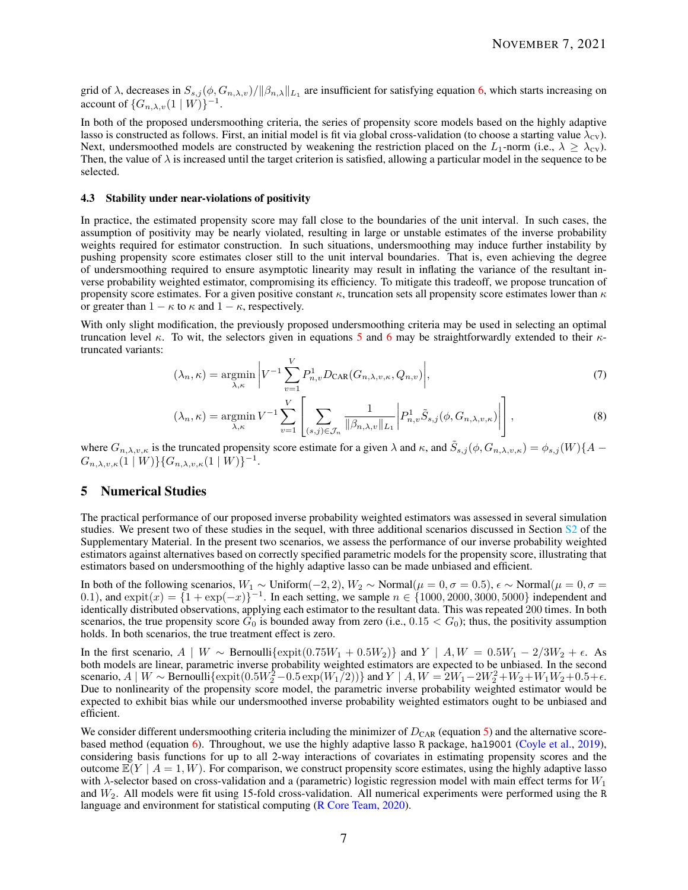grid of $\lambda$, decreases in $S_{s,j}(\phi, G_{n,\lambda,v})/\|\beta_{n,\lambda}\|_{L_1}$ are insufficient for satisfying equation 6, which starts increasing on account of $\{G_{n,\lambda,v}(1 \mid W)\}^{-1}$.

In both of the proposed undersmoothing criteria, the series of propensity score models based on the highly adaptive lasso is constructed as follows. First, an initial model is fit via global cross-validation (to choose a starting value $\lambda_{\text{CV}}$). Next, undersmoothed models are constructed by weakening the restriction placed on the $L_1$-norm (i.e., $\lambda \geq \lambda_{\text{CV}}$). Then, the value of $\lambda$ is increased until the target criterion is satisfied, allowing a particular model in the sequence to be selected.

### 4.3 Stability under near-violations of positivity

In practice, the estimated propensity score may fall close to the boundaries of the unit interval. In such cases, the assumption of positivity may be nearly violated, resulting in large or unstable estimates of the inverse probability weights required for estimator construction. In such situations, undersmoothing may induce further instability by pushing propensity score estimates closer still to the unit interval boundaries. That is, even achieving the degree of undersmoothing required to ensure asymptotic linearity may result in inflating the variance of the resultant inverse probability weighted estimator, compromising its efficiency. To mitigate this tradeoff, we propose truncation of propensity score estimates. For a given positive constant $\kappa$, truncation sets all propensity score estimates lower than $\kappa$ or greater than $1-\kappa$ to $\kappa$ and $1-\kappa$, respectively.

With only slight modification, the previously proposed undersmoothing criteria may be used in selecting an optimal truncation level $\kappa$. To wit, the selectors given in equations 5 and 6 may be straightforwardly extended to their $\kappa$-truncated variants:

$$(\lambda_n, \kappa) = \underset{\lambda,\kappa}{\operatorname{argmin}} \left| V^{-1} \sum_{v=1}^{V} P_{n,v}^1 D_{\text{CAR}}(G_{n,\lambda,v,\kappa}, Q_{n,v}) \right|, \tag{7}$$

$$(\lambda_n, \kappa) = \underset{\lambda,\kappa}{\operatorname{argmin}} \, V^{-1} \sum_{v=1}^{V} \left[ \sum_{(s,j)\in\mathcal{J}_n} \frac{1}{\|\beta_{n,\lambda,v}\|_{L_1}} \left| P_{n,v}^1 \tilde{S}_{s,j}(\phi, G_{n,\lambda,v,\kappa}) \right| \right], \tag{8}$$

where $G_{n,\lambda,v,\kappa}$ is the truncated propensity score estimate for a given $\lambda$ and $\kappa$, and $\tilde{S}_{s,j}(\phi, G_{n,\lambda,v,\kappa}) = \phi_{s,j}(W)\{A - G_{n,\lambda,v,\kappa}(1 \mid W)\}\{G_{n,\lambda,v,\kappa}(1 \mid W)\}^{-1}$.

## 5 Numerical Studies

The practical performance of our proposed inverse probability weighted estimators was assessed in several simulation studies. We present two of these studies in the sequel, with three additional scenarios discussed in Section S2 of the Supplementary Material. In the present two scenarios, we assess the performance of our inverse probability weighted estimators against alternatives based on correctly specified parametric models for the propensity score, illustrating that estimators based on undersmoothing of the highly adaptive lasso can be made unbiased and efficient.

In both of the following scenarios, $W_1 \sim \text{Uniform}(-2, 2)$, $W_2 \sim \text{Normal}(\mu = 0, \sigma = 0.5)$, $\epsilon \sim \text{Normal}(\mu = 0, \sigma = 0.1)$, and $\text{expit}(x) = \{1 + \exp(-x)\}^{-1}$. In each setting, we sample $n \in \{1000, 2000, 3000, 5000\}$ independent and identically distributed observations, applying each estimator to the resultant data. This was repeated 200 times. In both scenarios, the true propensity score $G_0$ is bounded away from zero (i.e., $0.15 < G_0$); thus, the positivity assumption holds. In both scenarios, the true treatment effect is zero.

In the first scenario, $A \mid W \sim \text{Bernoulli}\{\text{expit}(0.75W_1 + 0.5W_2)\}$ and $Y \mid A, W = 0.5W_1 - 2/3W_2 + \epsilon$. As both models are linear, parametric inverse probability weighted estimators are expected to be unbiased. In the second scenario, $A \mid W \sim \text{Bernoulli}\{\text{expit}(0.5W_2^2 - 0.5\exp(W_1/2))\}$ and $Y \mid A, W = 2W_1 - 2W_2^2 + W_2 + W_1W_2 + 0.5 + \epsilon$. Due to nonlinearity of the propensity score model, the parametric inverse probability weighted estimator would be expected to exhibit bias while our undersmoothed inverse probability weighted estimators ought to be unbiased and efficient.

We consider different undersmoothing criteria including the minimizer of $D_{\text{CAR}}$ (equation 5) and the alternative score-based method (equation 6). Throughout, we use the highly adaptive lasso R package, hal9001 (Coyle et al., 2019), considering basis functions for up to all 2-way interactions of covariates in estimating propensity scores and the outcome $\mathbb{E}(Y \mid A = 1, W)$. For comparison, we construct propensity score estimates, using the highly adaptive lasso with $\lambda$-selector based on cross-validation and a (parametric) logistic regression model with main effect terms for $W_1$ and $W_2$. All models were fit using 15-fold cross-validation. All numerical experiments were performed using the R language and environment for statistical computing (R Core Team, 2020).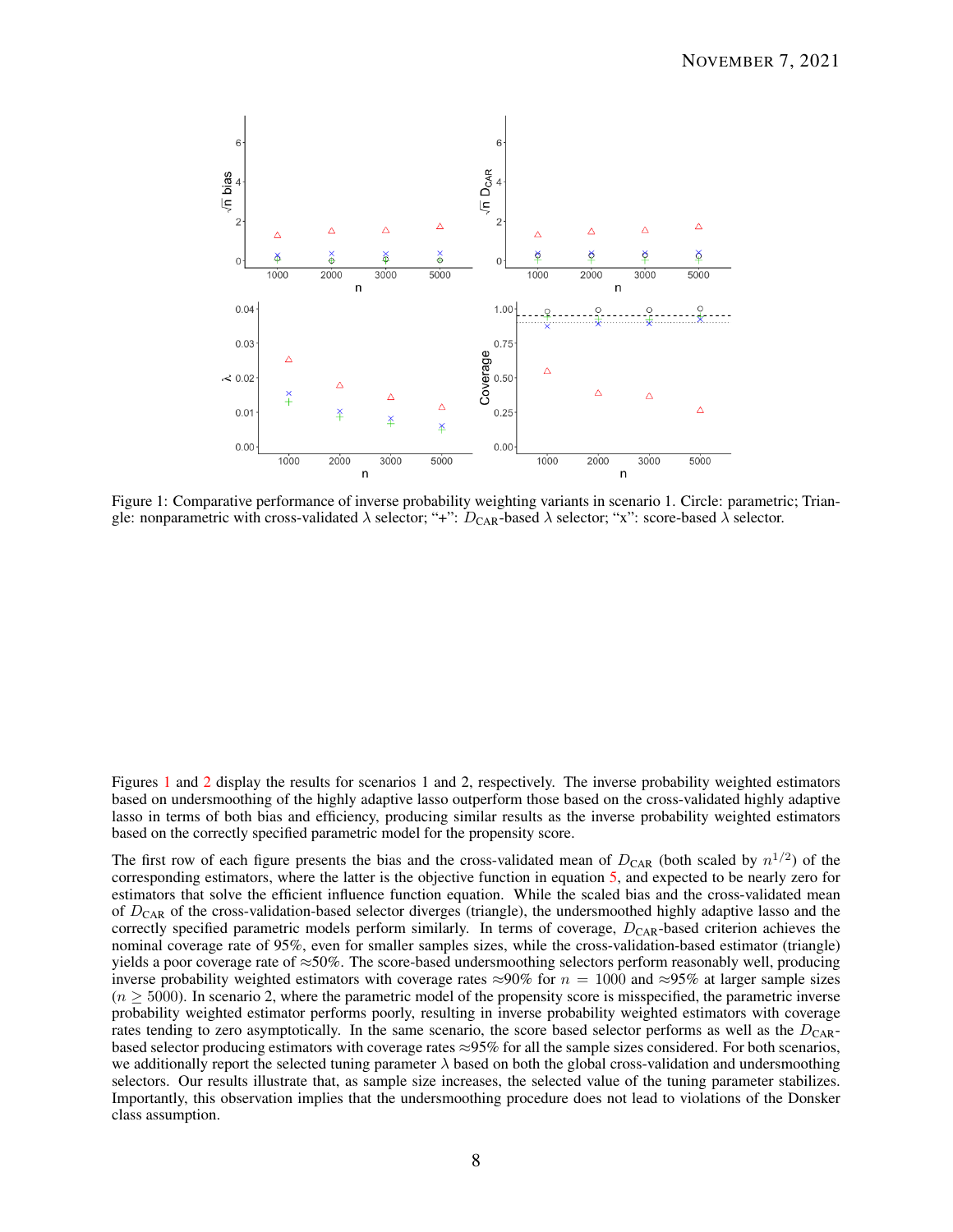Figure 1: Comparative performance of inverse probability weighting variants in scenario 1. Circle: parametric; Triangle: nonparametric with cross-validated $\lambda$ selector; "+": $D_{\text{CAR}}$-based $\lambda$ selector; "x": score-based $\lambda$ selector.

Figures 1 and 2 display the results for scenarios 1 and 2, respectively. The inverse probability weighted estimators based on undersmoothing of the highly adaptive lasso outperform those based on the cross-validated highly adaptive lasso in terms of both bias and efficiency, producing similar results as the inverse probability weighted estimators based on the correctly specified parametric model for the propensity score.

The first row of each figure presents the bias and the cross-validated mean of $D_{\text{CAR}}$ (both scaled by $n^{1/2}$) of the corresponding estimators, where the latter is the objective function in equation 5, and expected to be nearly zero for estimators that solve the efficient influence function equation. While the scaled bias and the cross-validated mean of $D_{\text{CAR}}$ of the cross-validation-based selector diverges (triangle), the undersmoothed highly adaptive lasso and the correctly specified parametric models perform similarly. In terms of coverage, $D_{\text{CAR}}$-based criterion achieves the nominal coverage rate of 95%, even for smaller samples sizes, while the cross-validation-based estimator (triangle) yields a poor coverage rate of ≈50%. The score-based undersmoothing selectors perform reasonably well, producing inverse probability weighted estimators with coverage rates ≈90% for $n = 1000$ and ≈95% at larger sample sizes ($n \geq 5000$). In scenario 2, where the parametric model of the propensity score is misspecified, the parametric inverse probability weighted estimator performs poorly, resulting in inverse probability weighted estimators with coverage rates tending to zero asymptotically. In the same scenario, the score based selector performs as well as the $D_{\text{CAR}}$-based selector producing estimators with coverage rates ≈95% for all the sample sizes considered. For both scenarios, we additionally report the selected tuning parameter $\lambda$ based on both the global cross-validation and undersmoothing selectors. Our results illustrate that, as sample size increases, the selected value of the tuning parameter stabilizes. Importantly, this observation implies that the undersmoothing procedure does not lead to violations of the Donsker class assumption.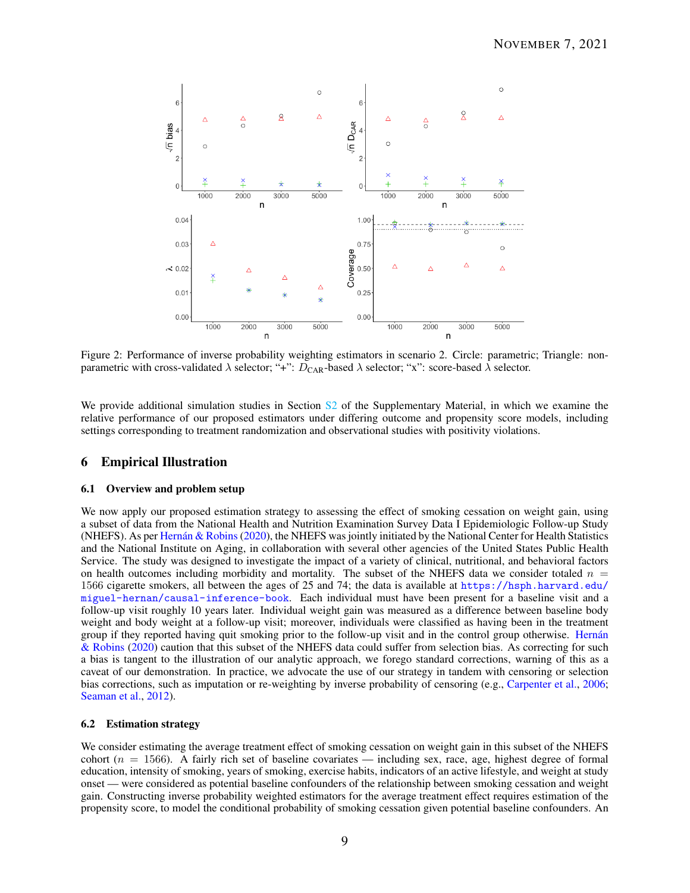Figure 2: Performance of inverse probability weighting estimators in scenario 2. Circle: parametric; Triangle: non-parametric with cross-validated $\lambda$ selector; "+": $D_{\text{CAR}}$-based $\lambda$ selector; "x": score-based $\lambda$ selector.

We provide additional simulation studies in Section S2 of the Supplementary Material, in which we examine the relative performance of our proposed estimators under differing outcome and propensity score models, including settings corresponding to treatment randomization and observational studies with positivity violations.

## 6 Empirical Illustration

### 6.1 Overview and problem setup

We now apply our proposed estimation strategy to assessing the effect of smoking cessation on weight gain, using a subset of data from the National Health and Nutrition Examination Survey Data I Epidemiologic Follow-up Study (NHEFS). As per Hernán & Robins (2020), the NHEFS was jointly initiated by the National Center for Health Statistics and the National Institute on Aging, in collaboration with several other agencies of the United States Public Health Service. The study was designed to investigate the impact of a variety of clinical, nutritional, and behavioral factors on health outcomes including morbidity and mortality. The subset of the NHEFS data we consider totaled $n = 1566$ cigarette smokers, all between the ages of 25 and 74; the data is available at https://hsph.harvard.edu/miguel-hernan/causal-inference-book. Each individual must have been present for a baseline visit and a follow-up visit roughly 10 years later. Individual weight gain was measured as a difference between baseline body weight and body weight at a follow-up visit; moreover, individuals were classified as having been in the treatment group if they reported having quit smoking prior to the follow-up visit and in the control group otherwise. Hernán & Robins (2020) caution that this subset of the NHEFS data could suffer from selection bias. As correcting for such a bias is tangent to the illustration of our analytic approach, we forego standard corrections, warning of this as a caveat of our demonstration. In practice, we advocate the use of our strategy in tandem with censoring or selection bias corrections, such as imputation or re-weighting by inverse probability of censoring (e.g., Carpenter et al., 2006; Seaman et al., 2012).

### 6.2 Estimation strategy

We consider estimating the average treatment effect of smoking cessation on weight gain in this subset of the NHEFS cohort ($n = 1566$). A fairly rich set of baseline covariates — including sex, race, age, highest degree of formal education, intensity of smoking, years of smoking, exercise habits, indicators of an active lifestyle, and weight at study onset — were considered as potential baseline confounders of the relationship between smoking cessation and weight gain. Constructing inverse probability weighted estimators for the average treatment effect requires estimation of the propensity score, to model the conditional probability of smoking cessation given potential baseline confounders. An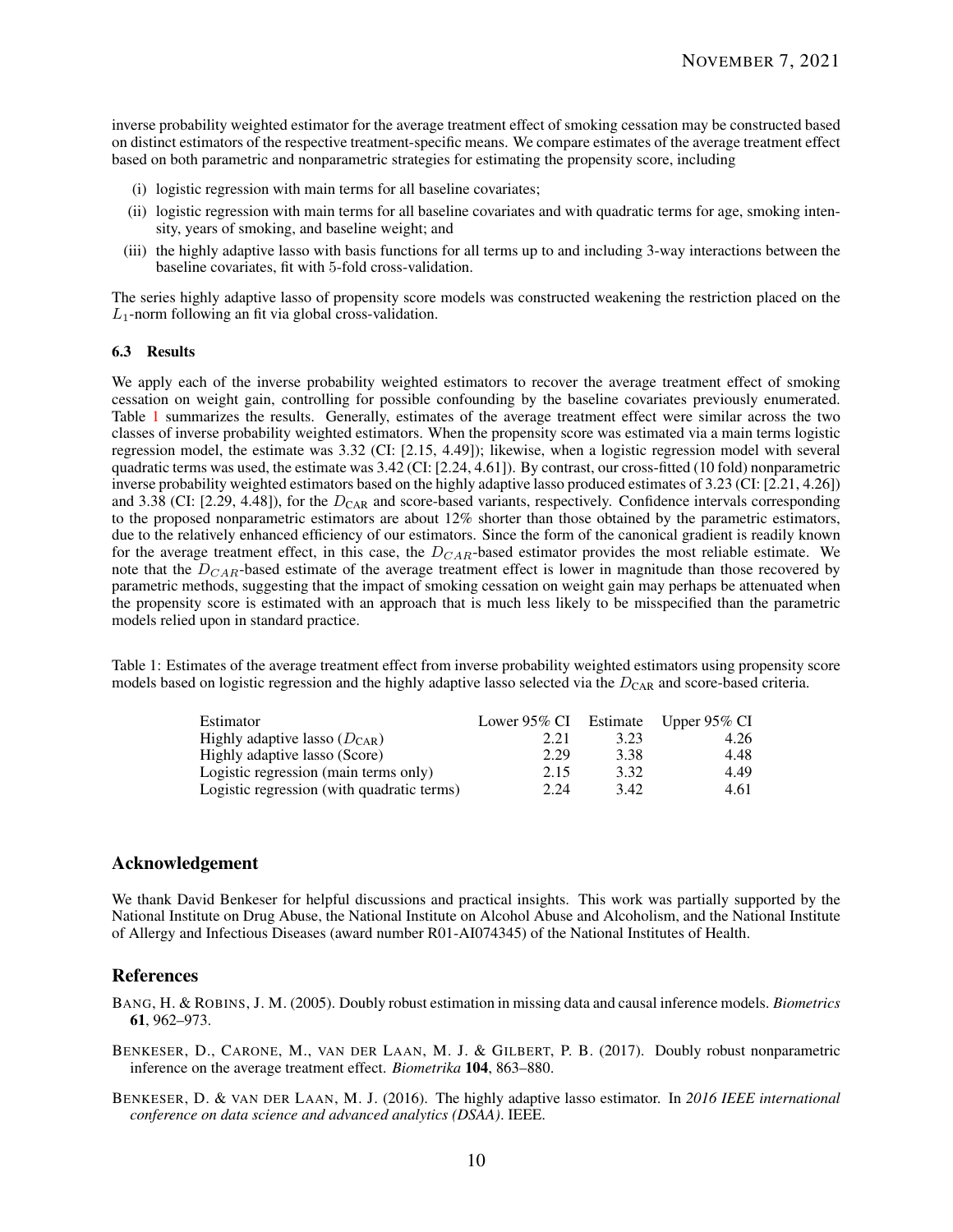inverse probability weighted estimator for the average treatment effect of smoking cessation may be constructed based on distinct estimators of the respective treatment-specific means. We compare estimates of the average treatment effect based on both parametric and nonparametric strategies for estimating the propensity score, including

(i) logistic regression with main terms for all baseline covariates;

(ii) logistic regression with main terms for all baseline covariates and with quadratic terms for age, smoking intensity, years of smoking, and baseline weight; and

(iii) the highly adaptive lasso with basis functions for all terms up to and including 3-way interactions between the baseline covariates, fit with 5-fold cross-validation.

The series highly adaptive lasso of propensity score models was constructed weakening the restriction placed on the $L_1$-norm following an fit via global cross-validation.

### 6.3 Results

We apply each of the inverse probability weighted estimators to recover the average treatment effect of smoking cessation on weight gain, controlling for possible confounding by the baseline covariates previously enumerated. Table 1 summarizes the results. Generally, estimates of the average treatment effect were similar across the two classes of inverse probability weighted estimators. When the propensity score was estimated via a main terms logistic regression model, the estimate was 3.32 (CI: [2.15, 4.49]); likewise, when a logistic regression model with several quadratic terms was used, the estimate was 3.42 (CI: [2.24, 4.61]). By contrast, our cross-fitted (10 fold) nonparametric inverse probability weighted estimators based on the highly adaptive lasso produced estimates of 3.23 (CI: [2.21, 4.26]) and 3.38 (CI: [2.29, 4.48]), for the $D_{\text{CAR}}$ and score-based variants, respectively. Confidence intervals corresponding to the proposed nonparametric estimators are about 12% shorter than those obtained by the parametric estimators, due to the relatively enhanced efficiency of our estimators. Since the form of the canonical gradient is readily known for the average treatment effect, in this case, the $D_{CAR}$-based estimator provides the most reliable estimate. We note that the $D_{CAR}$-based estimate of the average treatment effect is lower in magnitude than those recovered by parametric methods, suggesting that the impact of smoking cessation on weight gain may perhaps be attenuated when the propensity score is estimated with an approach that is much less likely to be misspecified than the parametric models relied upon in standard practice.

Table 1: Estimates of the average treatment effect from inverse probability weighted estimators using propensity score models based on logistic regression and the highly adaptive lasso selected via the $D_{\text{CAR}}$ and score-based criteria.

| Estimator | Lower 95% CI | Estimate | Upper 95% CI |
|---|---|---|---|
| Highly adaptive lasso ($D_{\text{CAR}}$) | 2.21 | 3.23 | 4.26 |
| Highly adaptive lasso (Score) | 2.29 | 3.38 | 4.48 |
| Logistic regression (main terms only) | 2.15 | 3.32 | 4.49 |
| Logistic regression (with quadratic terms) | 2.24 | 3.42 | 4.61 |

## Acknowledgement

We thank David Benkeser for helpful discussions and practical insights. This work was partially supported by the National Institute on Drug Abuse, the National Institute on Alcohol Abuse and Alcoholism, and the National Institute of Allergy and Infectious Diseases (award number R01-AI074345) of the National Institutes of Health.

## References

BANG, H. & ROBINS, J. M. (2005). Doubly robust estimation in missing data and causal inference models. *Biometrics* **61**, 962–973.

BENKESER, D., CARONE, M., VAN DER LAAN, M. J. & GILBERT, P. B. (2017). Doubly robust nonparametric inference on the average treatment effect. *Biometrika* **104**, 863–880.

BENKESER, D. & VAN DER LAAN, M. J. (2016). The highly adaptive lasso estimator. In *2016 IEEE international conference on data science and advanced analytics (DSAA)*. IEEE.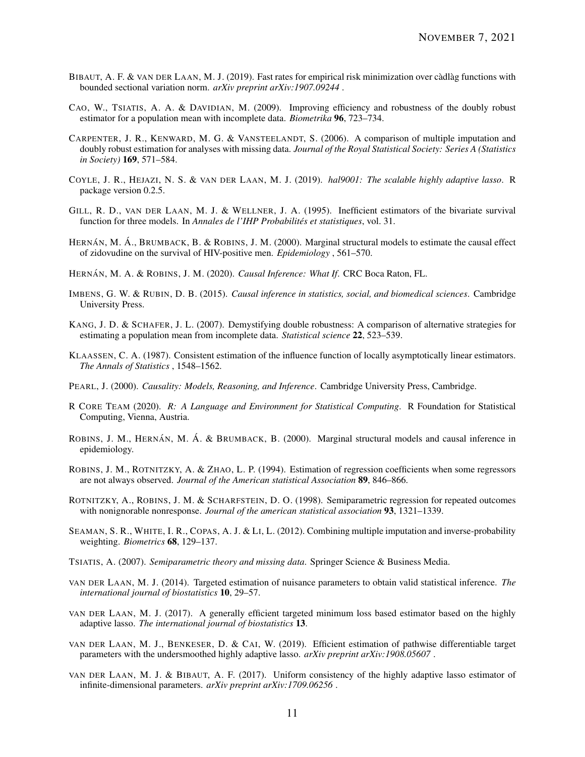BIBAUT, A. F. & VAN DER LAAN, M. J. (2019). Fast rates for empirical risk minimization over càdlàg functions with bounded sectional variation norm. *arXiv preprint arXiv:1907.09244* .

CAO, W., TSIATIS, A. A. & DAVIDIAN, M. (2009). Improving efficiency and robustness of the doubly robust estimator for a population mean with incomplete data. *Biometrika* **96**, 723–734.

CARPENTER, J. R., KENWARD, M. G. & VANSTEELANDT, S. (2006). A comparison of multiple imputation and doubly robust estimation for analyses with missing data. *Journal of the Royal Statistical Society: Series A (Statistics in Society)* **169**, 571–584.

COYLE, J. R., HEJAZI, N. S. & VAN DER LAAN, M. J. (2019). *hal9001: The scalable highly adaptive lasso*. R package version 0.2.5.

GILL, R. D., VAN DER LAAN, M. J. & WELLNER, J. A. (1995). Inefficient estimators of the bivariate survival function for three models. In *Annales de l'IHP Probabilités et statistiques*, vol. 31.

HERNÁN, M. Á., BRUMBACK, B. & ROBINS, J. M. (2000). Marginal structural models to estimate the causal effect of zidovudine on the survival of HIV-positive men. *Epidemiology* , 561–570.

HERNÁN, M. A. & ROBINS, J. M. (2020). *Causal Inference: What If*. CRC Boca Raton, FL.

IMBENS, G. W. & RUBIN, D. B. (2015). *Causal inference in statistics, social, and biomedical sciences*. Cambridge University Press.

KANG, J. D. & SCHAFER, J. L. (2007). Demystifying double robustness: A comparison of alternative strategies for estimating a population mean from incomplete data. *Statistical science* **22**, 523–539.

KLAASSEN, C. A. (1987). Consistent estimation of the influence function of locally asymptotically linear estimators. *The Annals of Statistics* , 1548–1562.

PEARL, J. (2000). *Causality: Models, Reasoning, and Inference*. Cambridge University Press, Cambridge.

R CORE TEAM (2020). *R: A Language and Environment for Statistical Computing*. R Foundation for Statistical Computing, Vienna, Austria.

ROBINS, J. M., HERNÁN, M. Á. & BRUMBACK, B. (2000). Marginal structural models and causal inference in epidemiology.

ROBINS, J. M., ROTNITZKY, A. & ZHAO, L. P. (1994). Estimation of regression coefficients when some regressors are not always observed. *Journal of the American statistical Association* **89**, 846–866.

ROTNITZKY, A., ROBINS, J. M. & SCHARFSTEIN, D. O. (1998). Semiparametric regression for repeated outcomes with nonignorable nonresponse. *Journal of the american statistical association* **93**, 1321–1339.

SEAMAN, S. R., WHITE, I. R., COPAS, A. J. & LI, L. (2012). Combining multiple imputation and inverse-probability weighting. *Biometrics* **68**, 129–137.

TSIATIS, A. (2007). *Semiparametric theory and missing data*. Springer Science & Business Media.

VAN DER LAAN, M. J. (2014). Targeted estimation of nuisance parameters to obtain valid statistical inference. *The international journal of biostatistics* **10**, 29–57.

VAN DER LAAN, M. J. (2017). A generally efficient targeted minimum loss based estimator based on the highly adaptive lasso. *The international journal of biostatistics* **13**.

VAN DER LAAN, M. J., BENKESER, D. & CAI, W. (2019). Efficient estimation of pathwise differentiable target parameters with the undersmoothed highly adaptive lasso. *arXiv preprint arXiv:1908.05607* .

VAN DER LAAN, M. J. & BIBAUT, A. F. (2017). Uniform consistency of the highly adaptive lasso estimator of infinite-dimensional parameters. *arXiv preprint arXiv:1709.06256* .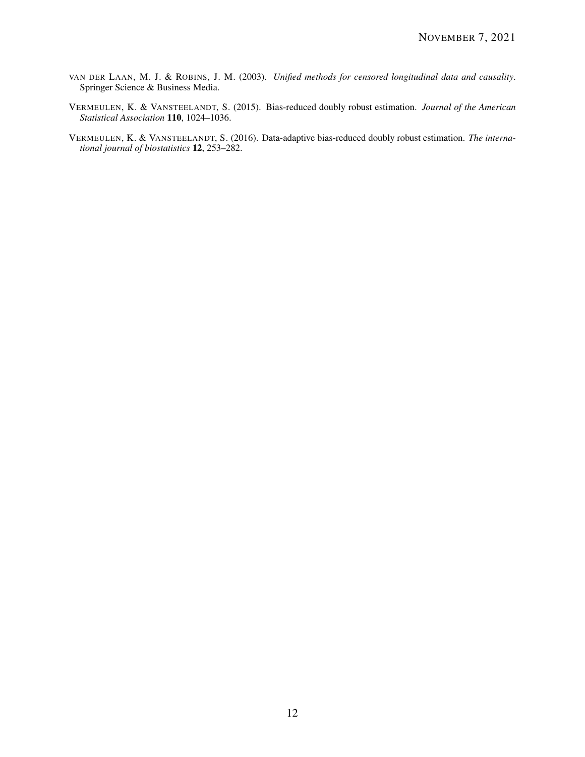van der Laan, M. J. & Robins, J. M. (2003). *Unified methods for censored longitudinal data and causality*. Springer Science & Business Media.

Vermeulen, K. & Vansteelandt, S. (2015). Bias-reduced doubly robust estimation. *Journal of the American Statistical Association* **110**, 1024–1036.

Vermeulen, K. & Vansteelandt, S. (2016). Data-adaptive bias-reduced doubly robust estimation. *The international journal of biostatistics* **12**, 253–282.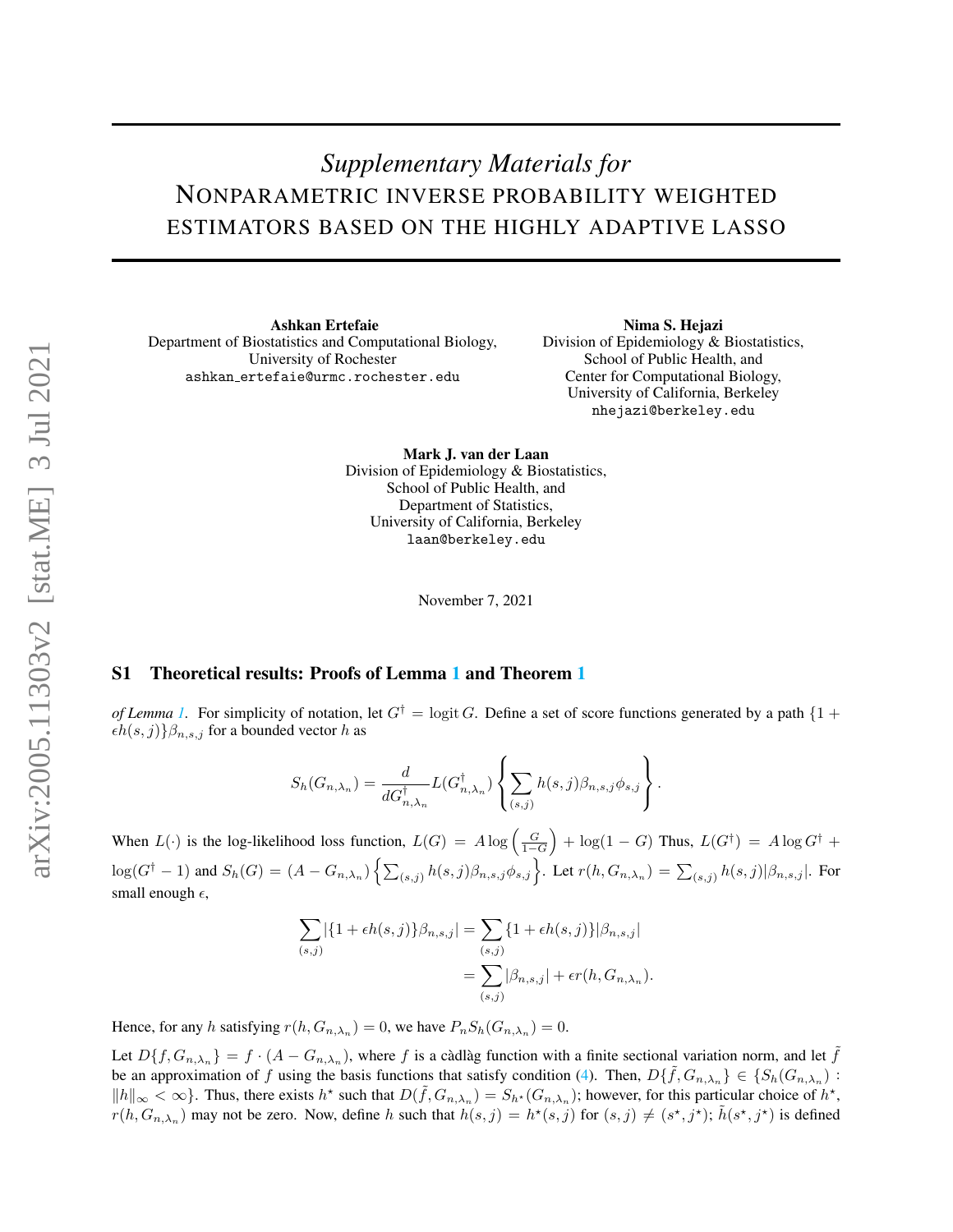# *Supplementary Materials for* NONPARAMETRIC INVERSE PROBABILITY WEIGHTED ESTIMATORS BASED ON THE HIGHLY ADAPTIVE LASSO

**Ashkan Ertefaie**
Department of Biostatistics and Computational Biology,
University of Rochester
ashkan_ertefaie@urmc.rochester.edu

**Nima S. Hejazi**
Division of Epidemiology & Biostatistics,
School of Public Health, and
Center for Computational Biology,
University of California, Berkeley
nhejazi@berkeley.edu

**Mark J. van der Laan**
Division of Epidemiology & Biostatistics,
School of Public Health, and
Department of Statistics,
University of California, Berkeley
laan@berkeley.edu

November 7, 2021

## S1 Theoretical results: Proofs of Lemma 1 and Theorem 1

*of Lemma 1.* For simplicity of notation, let $G^\dagger = \operatorname{logit} G$. Define a set of score functions generated by a path $\{1 + \epsilon h(s,j)\}\beta_{n,s,j}$ for a bounded vector $h$ as

$$S_h(G_{n,\lambda_n}) = \frac{d}{dG^\dagger_{n,\lambda_n}} L(G^\dagger_{n,\lambda_n}) \left\{ \sum_{(s,j)} h(s,j)\beta_{n,s,j}\phi_{s,j} \right\}.$$

When $L(\cdot)$ is the log-likelihood loss function, $L(G) = A \log\left(\frac{G}{1-G}\right) + \log(1-G)$ Thus, $L(G^\dagger) = A \log G^\dagger + \log(G^\dagger - 1)$ and $S_h(G) = (A - G_{n,\lambda_n})\left\{\sum_{(s,j)} h(s,j)\beta_{n,s,j}\phi_{s,j}\right\}$. Let $r(h, G_{n,\lambda_n}) = \sum_{(s,j)} h(s,j)|\beta_{n,s,j}|$. For small enough $\epsilon$,

$$\begin{aligned}
\sum_{(s,j)} |\{1 + \epsilon h(s,j)\}\beta_{n,s,j}| &= \sum_{(s,j)} \{1 + \epsilon h(s,j)\}|\beta_{n,s,j}| \\
&= \sum_{(s,j)} |\beta_{n,s,j}| + \epsilon r(h, G_{n,\lambda_n}).
\end{aligned}$$

Hence, for any $h$ satisfying $r(h, G_{n,\lambda_n}) = 0$, we have $P_n S_h(G_{n,\lambda_n}) = 0$.

Let $D\{f, G_{n,\lambda_n}\} = f \cdot (A - G_{n,\lambda_n})$, where $f$ is a càdlàg function with a finite sectional variation norm, and let $\tilde{f}$ be an approximation of $f$ using the basis functions that satisfy condition (4). Then, $D\{\tilde{f}, G_{n,\lambda_n}\} \in \{S_h(G_{n,\lambda_n}) : \|h\|_\infty < \infty\}$. Thus, there exists $h^\star$ such that $D(\tilde{f}, G_{n,\lambda_n}) = S_{h^\star}(G_{n,\lambda_n})$; however, for this particular choice of $h^\star$, $r(h, G_{n,\lambda_n})$ may not be zero. Now, define $h$ such that $h(s,j) = h^\star(s,j)$ for $(s,j) \neq (s^\star, j^\star)$; $\tilde{h}(s^\star, j^\star)$ is defined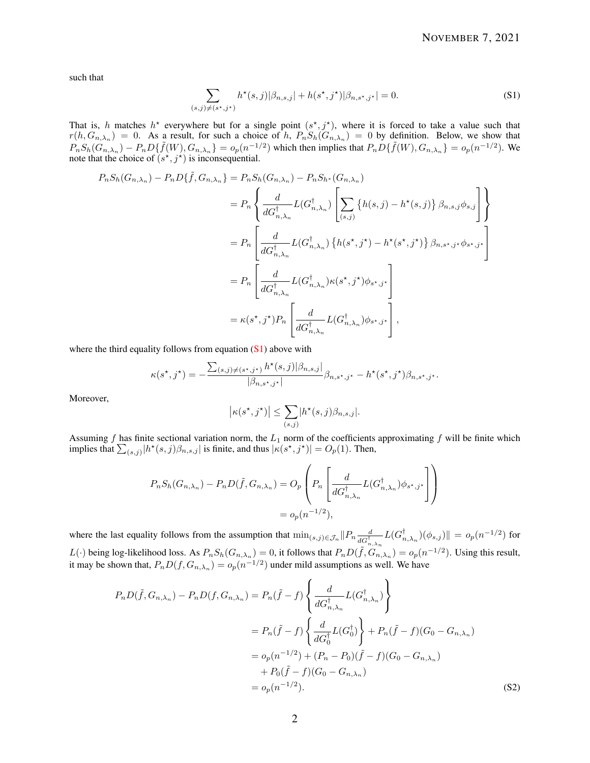such that

$$\sum_{(s,j)\neq(s^\star,j^\star)} h^\star(s,j)|\beta_{n,s,j}| + h(s^\star,j^\star)|\beta_{n,s^\star,j^\star}| = 0. \tag{S1}$$

That is, $h$ matches $h^\star$ everywhere but for a single point $(s^\star, j^\star)$, where it is forced to take a value such that $r(h, G_{n,\lambda_n}) = 0$. As a result, for such a choice of $h$, $P_n S_h(G_{n,\lambda_n}) = 0$ by definition. Below, we show that $P_n S_h(G_{n,\lambda_n}) - P_n D\{\tilde{f}(W), G_{n,\lambda_n}\} = o_p(n^{-1/2})$ which then implies that $P_n D\{\tilde{f}(W), G_{n,\lambda_n}\} = o_p(n^{-1/2})$. We note that the choice of $(s^\star, j^\star)$ is inconsequential.

$$\begin{aligned}
P_n S_h(G_{n,\lambda_n}) - P_n D\{\tilde{f}, G_{n,\lambda_n}\} &= P_n S_h(G_{n,\lambda_n}) - P_n S_{h^\star}(G_{n,\lambda_n}) \\
&= P_n \left\{ \frac{d}{dG^\dagger_{n,\lambda_n}} L(G^\dagger_{n,\lambda_n}) \left[ \sum_{(s,j)} \left\{ h(s,j) - h^\star(s,j) \right\} \beta_{n,s,j} \phi_{s,j} \right] \right\} \\
&= P_n \left[ \frac{d}{dG^\dagger_{n,\lambda_n}} L(G^\dagger_{n,\lambda_n}) \left\{ h(s^\star,j^\star) - h^\star(s^\star,j^\star) \right\} \beta_{n,s^\star,j^\star} \phi_{s^\star,j^\star} \right] \\
&= P_n \left[ \frac{d}{dG^\dagger_{n,\lambda_n}} L(G^\dagger_{n,\lambda_n}) \kappa(s^\star,j^\star) \phi_{s^\star,j^\star} \right] \\
&= \kappa(s^\star,j^\star) P_n \left[ \frac{d}{dG^\dagger_{n,\lambda_n}} L(G^\dagger_{n,\lambda_n}) \phi_{s^\star,j^\star} \right],
\end{aligned}$$

where the third equality follows from equation (S1) above with

$$\kappa(s^\star,j^\star) = -\frac{\sum_{(s,j)\neq(s^\star,j^\star)} h^\star(s,j)|\beta_{n,s,j}|}{|\beta_{n,s^\star,j^\star}|} \beta_{n,s^\star,j^\star} - h^\star(s^\star,j^\star)\beta_{n,s^\star,j^\star}.$$

Moreover,

$$\left|\kappa(s^\star,j^\star)\right| \leq \sum_{(s,j)} |h^\star(s,j)\beta_{n,s,j}|.$$

Assuming $f$ has finite sectional variation norm, the $L_1$ norm of the coefficients approximating $f$ will be finite which implies that $\sum_{(s,j)} |h^\star(s,j)\beta_{n,s,j}|$ is finite, and thus $|\kappa(s^\star,j^\star)| = O_p(1)$. Then,

$$\begin{aligned}
P_n S_h(G_{n,\lambda_n}) - P_n D(\tilde{f}, G_{n,\lambda_n}) &= O_p \left( P_n \left[ \frac{d}{dG^\dagger_{n,\lambda_n}} L(G^\dagger_{n,\lambda_n}) \phi_{s^\star,j^\star} \right] \right) \\
&= o_p(n^{-1/2}),
\end{aligned}$$

where the last equality follows from the assumption that $\min_{(s,j)\in\mathcal{J}_n} \| P_n \frac{d}{dG^\dagger_{n,\lambda_n}} L(G^\dagger_{n,\lambda_n})(\phi_{s,j}) \| = o_p(n^{-1/2})$ for $L(\cdot)$ being log-likelihood loss. As $P_n S_h(G_{n,\lambda_n}) = 0$, it follows that $P_n D(\tilde{f}, G_{n,\lambda_n}) = o_p(n^{-1/2})$. Using this result, it may be shown that, $P_n D(f, G_{n,\lambda_n}) = o_p(n^{-1/2})$ under mild assumptions as well. We have

$$\begin{aligned}
P_n D(\tilde{f}, G_{n,\lambda_n}) - P_n D(f, G_{n,\lambda_n}) &= P_n(\tilde{f} - f) \left\{ \frac{d}{dG^\dagger_{n,\lambda_n}} L(G^\dagger_{n,\lambda_n}) \right\} \\
&= P_n(\tilde{f} - f) \left\{ \frac{d}{dG^\dagger_0} L(G^\dagger_0) \right\} + P_n(\tilde{f} - f)(G_0 - G_{n,\lambda_n}) \\
&= o_p(n^{-1/2}) + (P_n - P_0)(\tilde{f} - f)(G_0 - G_{n,\lambda_n}) \\
&\quad + P_0(\tilde{f} - f)(G_0 - G_{n,\lambda_n}) \\
&= o_p(n^{-1/2}).
\end{aligned} \tag{S2}$$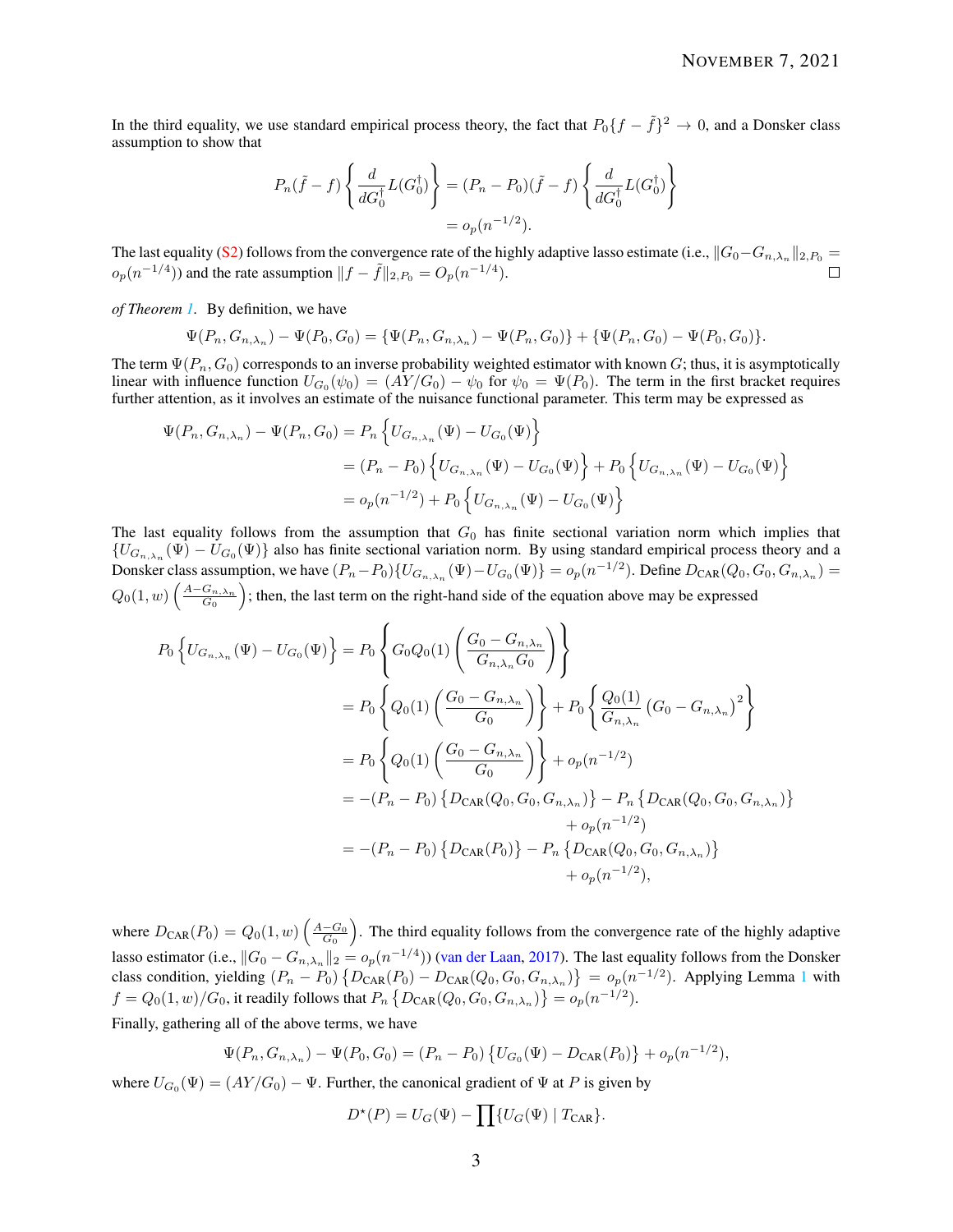In the third equality, we use standard empirical process theory, the fact that $P_0\{f - \tilde{f}\}^2 \to 0$, and a Donsker class assumption to show that

$$
\begin{aligned}
P_n(\tilde{f} - f)\left\{\frac{d}{dG_0^\dagger}L(G_0^\dagger)\right\} &= (P_n - P_0)(\tilde{f} - f)\left\{\frac{d}{dG_0^\dagger}L(G_0^\dagger)\right\} \\
&= o_p(n^{-1/2}).
\end{aligned}
$$

The last equality (S2) follows from the convergence rate of the highly adaptive lasso estimate (i.e., $\|G_0 - G_{n,\lambda_n}\|_{2,P_0} = o_p(n^{-1/4})$) and the rate assumption $\|f - \tilde{f}\|_{2,P_0} = O_p(n^{-1/4})$. □

*of Theorem 1.* By definition, we have

$$
\Psi(P_n, G_{n,\lambda_n}) - \Psi(P_0, G_0) = \{\Psi(P_n, G_{n,\lambda_n}) - \Psi(P_n, G_0)\} + \{\Psi(P_n, G_0) - \Psi(P_0, G_0)\}.
$$

The term $\Psi(P_n, G_0)$ corresponds to an inverse probability weighted estimator with known $G$; thus, it is asymptotically linear with influence function $U_{G_0}(\psi_0) = (AY/G_0) - \psi_0$ for $\psi_0 = \Psi(P_0)$. The term in the first bracket requires further attention, as it involves an estimate of the nuisance functional parameter. This term may be expressed as

$$
\begin{aligned}
\Psi(P_n, G_{n,\lambda_n}) - \Psi(P_n, G_0) &= P_n\left\{U_{G_{n,\lambda_n}}(\Psi) - U_{G_0}(\Psi)\right\} \\
&= (P_n - P_0)\left\{U_{G_{n,\lambda_n}}(\Psi) - U_{G_0}(\Psi)\right\} + P_0\left\{U_{G_{n,\lambda_n}}(\Psi) - U_{G_0}(\Psi)\right\} \\
&= o_p(n^{-1/2}) + P_0\left\{U_{G_{n,\lambda_n}}(\Psi) - U_{G_0}(\Psi)\right\}
\end{aligned}
$$

The last equality follows from the assumption that $G_0$ has finite sectional variation norm which implies that $\{U_{G_{n,\lambda_n}}(\Psi) - U_{G_0}(\Psi)\}$ also has finite sectional variation norm. By using standard empirical process theory and a Donsker class assumption, we have $(P_n - P_0)\{U_{G_{n,\lambda_n}}(\Psi) - U_{G_0}(\Psi)\} = o_p(n^{-1/2})$. Define $D_{\text{CAR}}(Q_0, G_0, G_{n,\lambda_n}) = Q_0(1, w)\left(\frac{A - G_{n,\lambda_n}}{G_0}\right)$; then, the last term on the right-hand side of the equation above may be expressed

$$
\begin{aligned}
P_0\left\{U_{G_{n,\lambda_n}}(\Psi) - U_{G_0}(\Psi)\right\} &= P_0\left\{G_0 Q_0(1)\left(\frac{G_0 - G_{n,\lambda_n}}{G_{n,\lambda_n}G_0}\right)\right\} \\
&= P_0\left\{Q_0(1)\left(\frac{G_0 - G_{n,\lambda_n}}{G_0}\right)\right\} + P_0\left\{\frac{Q_0(1)}{G_{n,\lambda_n}}\left(G_0 - G_{n,\lambda_n}\right)^2\right\} \\
&= P_0\left\{Q_0(1)\left(\frac{G_0 - G_{n,\lambda_n}}{G_0}\right)\right\} + o_p(n^{-1/2}) \\
&= -(P_n - P_0)\left\{D_{\text{CAR}}(Q_0, G_0, G_{n,\lambda_n})\right\} - P_n\left\{D_{\text{CAR}}(Q_0, G_0, G_{n,\lambda_n})\right\} \\
&\qquad + o_p(n^{-1/2}) \\
&= -(P_n - P_0)\left\{D_{\text{CAR}}(P_0)\right\} - P_n\left\{D_{\text{CAR}}(Q_0, G_0, G_{n,\lambda_n})\right\} \\
&\qquad + o_p(n^{-1/2}),
\end{aligned}
$$

where $D_{\text{CAR}}(P_0) = Q_0(1, w)\left(\frac{A - G_0}{G_0}\right)$. The third equality follows from the convergence rate of the highly adaptive lasso estimator (i.e., $\|G_0 - G_{n,\lambda_n}\|_2 = o_p(n^{-1/4})$) (van der Laan, 2017). The last equality follows from the Donsker class condition, yielding $(P_n - P_0)\left\{D_{\text{CAR}}(P_0) - D_{\text{CAR}}(Q_0, G_0, G_{n,\lambda_n})\right\} = o_p(n^{-1/2})$. Applying Lemma 1 with $f = Q_0(1, w)/G_0$, it readily follows that $P_n\left\{D_{\text{CAR}}(Q_0, G_0, G_{n,\lambda_n})\right\} = o_p(n^{-1/2})$.

Finally, gathering all of the above terms, we have

$$
\Psi(P_n, G_{n,\lambda_n}) - \Psi(P_0, G_0) = (P_n - P_0)\left\{U_{G_0}(\Psi) - D_{\text{CAR}}(P_0)\right\} + o_p(n^{-1/2}),
$$

where $U_{G_0}(\Psi) = (AY/G_0) - \Psi$. Further, the canonical gradient of $\Psi$ at $P$ is given by

$$
D^\star(P) = U_G(\Psi) - \prod\{U_G(\Psi) \mid T_{\text{CAR}}\}.
$$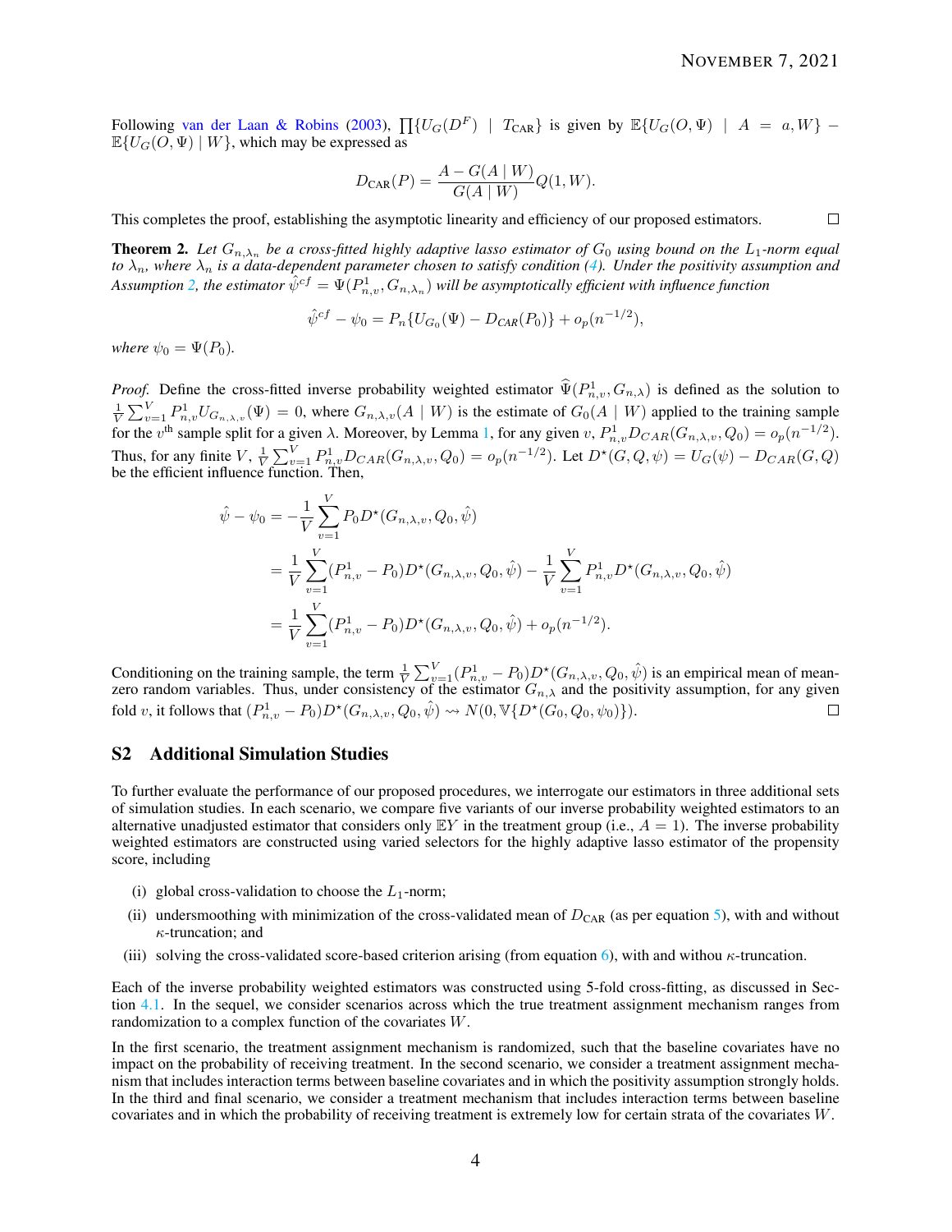Following van der Laan & Robins (2003), $\prod\{U_G(D^F) \mid T_{\text{CAR}}\}$ is given by $\mathbb{E}\{U_G(O, \Psi) \mid A = a, W\} - \mathbb{E}\{U_G(O, \Psi) \mid W\}$, which may be expressed as

$$D_{\text{CAR}}(P) = \frac{A - G(A \mid W)}{G(A \mid W)} Q(1, W).$$

This completes the proof, establishing the asymptotic linearity and efficiency of our proposed estimators. □

**Theorem 2.** *Let $G_{n,\lambda_n}$ be a cross-fitted highly adaptive lasso estimator of $G_0$ using bound on the $L_1$-norm equal to $\lambda_n$, where $\lambda_n$ is a data-dependent parameter chosen to satisfy condition (4). Under the positivity assumption and Assumption 2, the estimator $\hat{\psi}^{cf} = \Psi(P^1_{n,v}, G_{n,\lambda_n})$ will be asymptotically efficient with influence function*

$$\hat{\psi}^{cf} - \psi_0 = P_n\{U_{G_0}(\Psi) - D_{CAR}(P_0)\} + o_p(n^{-1/2}),$$

*where $\psi_0 = \Psi(P_0)$.*

*Proof.* Define the cross-fitted inverse probability weighted estimator $\widehat{\Psi}(P^1_{n,v}, G_{n,\lambda})$ is defined as the solution to $\frac{1}{V}\sum_{v=1}^{V} P^1_{n,v} U_{G_{n,\lambda,v}}(\Psi) = 0$, where $G_{n,\lambda,v}(A \mid W)$ is the estimate of $G_0(A \mid W)$ applied to the training sample for the $v^{\text{th}}$ sample split for a given $\lambda$. Moreover, by Lemma 1, for any given $v$, $P^1_{n,v} D_{CAR}(G_{n,\lambda,v}, Q_0) = o_p(n^{-1/2})$. Thus, for any finite $V$, $\frac{1}{V}\sum_{v=1}^{V} P^1_{n,v} D_{CAR}(G_{n,\lambda,v}, Q_0) = o_p(n^{-1/2})$. Let $D^\star(G, Q, \psi) = U_G(\psi) - D_{CAR}(G, Q)$ be the efficient influence function. Then,

$$\begin{aligned}
\hat{\psi} - \psi_0 &= -\frac{1}{V}\sum_{v=1}^{V} P_0 D^\star(G_{n,\lambda,v}, Q_0, \hat{\psi}) \\
&= \frac{1}{V}\sum_{v=1}^{V} (P^1_{n,v} - P_0) D^\star(G_{n,\lambda,v}, Q_0, \hat{\psi}) - \frac{1}{V}\sum_{v=1}^{V} P^1_{n,v} D^\star(G_{n,\lambda,v}, Q_0, \hat{\psi}) \\
&= \frac{1}{V}\sum_{v=1}^{V} (P^1_{n,v} - P_0) D^\star(G_{n,\lambda,v}, Q_0, \hat{\psi}) + o_p(n^{-1/2}).
\end{aligned}$$

Conditioning on the training sample, the term $\frac{1}{V}\sum_{v=1}^{V}(P^1_{n,v} - P_0) D^\star(G_{n,\lambda,v}, Q_0, \hat{\psi})$ is an empirical mean of mean-zero random variables. Thus, under consistency of the estimator $G_{n,\lambda}$ and the positivity assumption, for any given fold $v$, it follows that $(P^1_{n,v} - P_0) D^\star(G_{n,\lambda,v}, Q_0, \hat{\psi}) \rightsquigarrow N(0, \mathbb{V}\{D^\star(G_0, Q_0, \psi_0)\})$. □

## S2 Additional Simulation Studies

To further evaluate the performance of our proposed procedures, we interrogate our estimators in three additional sets of simulation studies. In each scenario, we compare five variants of our inverse probability weighted estimators to an alternative unadjusted estimator that considers only $\mathbb{E}Y$ in the treatment group (i.e., $A = 1$). The inverse probability weighted estimators are constructed using varied selectors for the highly adaptive lasso estimator of the propensity score, including

(i) global cross-validation to choose the $L_1$-norm;

(ii) undersmoothing with minimization of the cross-validated mean of $D_{\text{CAR}}$ (as per equation 5), with and without $\kappa$-truncation; and

(iii) solving the cross-validated score-based criterion arising (from equation 6), with and withou $\kappa$-truncation.

Each of the inverse probability weighted estimators was constructed using 5-fold cross-fitting, as discussed in Section 4.1. In the sequel, we consider scenarios across which the true treatment assignment mechanism ranges from randomization to a complex function of the covariates $W$.

In the first scenario, the treatment assignment mechanism is randomized, such that the baseline covariates have no impact on the probability of receiving treatment. In the second scenario, we consider a treatment assignment mechanism that includes interaction terms between baseline covariates and in which the positivity assumption strongly holds. In the third and final scenario, we consider a treatment mechanism that includes interaction terms between baseline covariates and in which the probability of receiving treatment is extremely low for certain strata of the covariates $W$.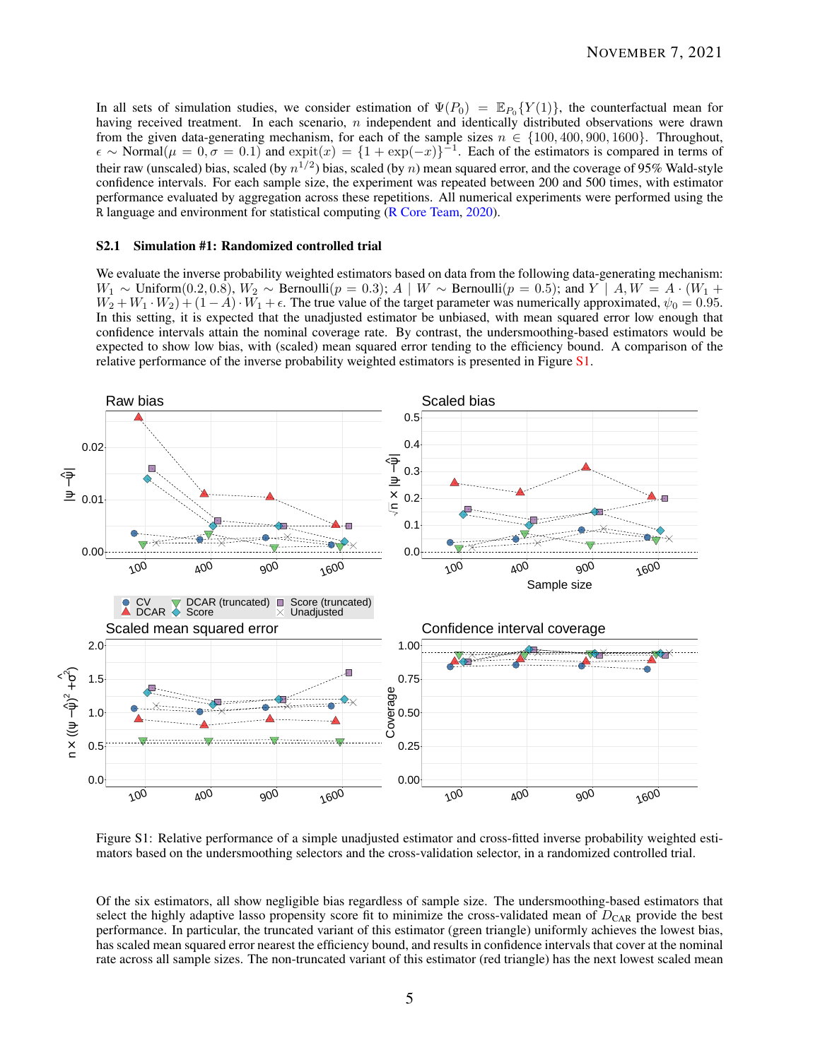In all sets of simulation studies, we consider estimation of $\Psi(P_0) = \mathbb{E}_{P_0}\{Y(1)\}$, the counterfactual mean for having received treatment. In each scenario, $n$ independent and identically distributed observations were drawn from the given data-generating mechanism, for each of the sample sizes $n \in \{100, 400, 900, 1600\}$. Throughout, $\epsilon \sim \text{Normal}(\mu = 0, \sigma = 0.1)$ and $\text{expit}(x) = \{1 + \exp(-x)\}^{-1}$. Each of the estimators is compared in terms of their raw (unscaled) bias, scaled (by $n^{1/2}$) bias, scaled (by $n$) mean squared error, and the coverage of 95% Wald-style confidence intervals. For each sample size, the experiment was repeated between 200 and 500 times, with estimator performance evaluated by aggregation across these repetitions. All numerical experiments were performed using the R language and environment for statistical computing (R Core Team, 2020).

### S2.1 Simulation #1: Randomized controlled trial

We evaluate the inverse probability weighted estimators based on data from the following data-generating mechanism: $W_1 \sim \text{Uniform}(0.2, 0.8)$, $W_2 \sim \text{Bernoulli}(p = 0.3)$; $A \mid W \sim \text{Bernoulli}(p = 0.5)$; and $Y \mid A, W = A \cdot (W_1 + W_2 + W_1 \cdot W_2) + (1 - A) \cdot W_1 + \epsilon$. The true value of the target parameter was numerically approximated, $\psi_0 = 0.95$. In this setting, it is expected that the unadjusted estimator be unbiased, with mean squared error low enough that confidence intervals attain the nominal coverage rate. By contrast, the undersmoothing-based estimators would be expected to show low bias, with (scaled) mean squared error tending to the efficiency bound. A comparison of the relative performance of the inverse probability weighted estimators is presented in Figure S1.

Figure S1: Relative performance of a simple unadjusted estimator and cross-fitted inverse probability weighted estimators based on the undersmoothing selectors and the cross-validation selector, in a randomized controlled trial.

Of the six estimators, all show negligible bias regardless of sample size. The undersmoothing-based estimators that select the highly adaptive lasso propensity score fit to minimize the cross-validated mean of $D_{\text{CAR}}$ provide the best performance. In particular, the truncated variant of this estimator (green triangle) uniformly achieves the lowest bias, has scaled mean squared error nearest the efficiency bound, and results in confidence intervals that cover at the nominal rate across all sample sizes. The non-truncated variant of this estimator (red triangle) has the next lowest scaled mean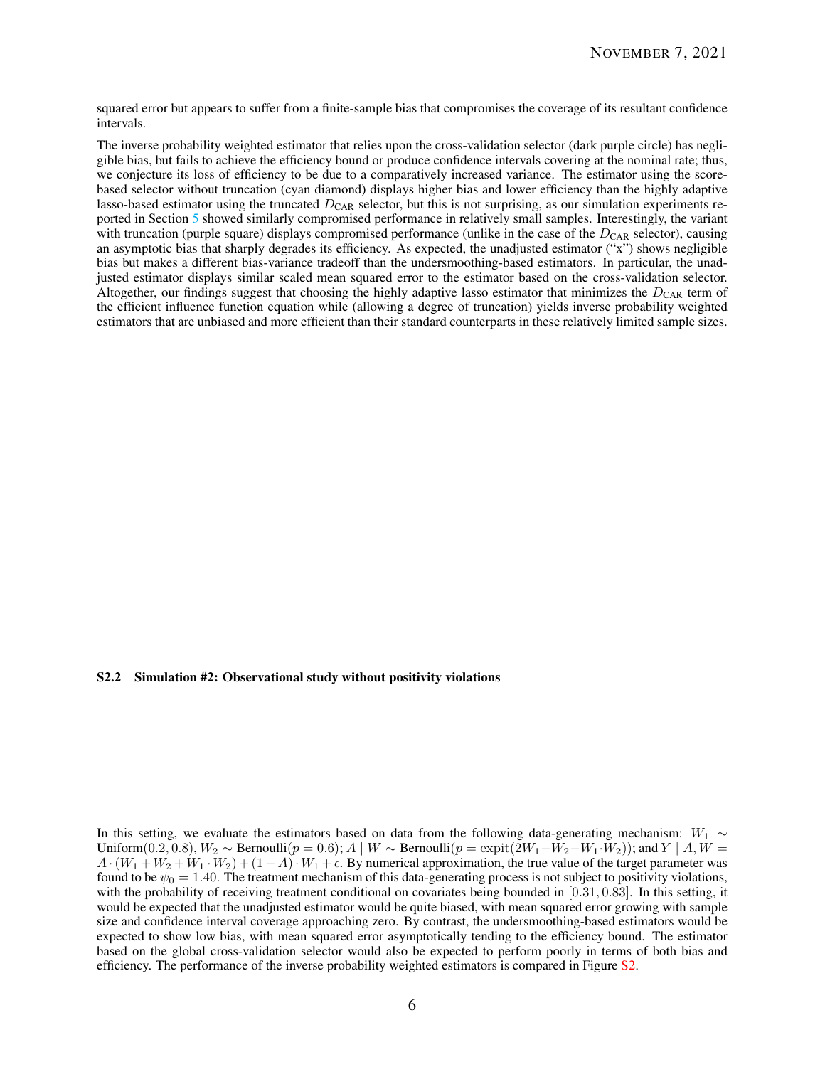squared error but appears to suffer from a finite-sample bias that compromises the coverage of its resultant confidence intervals.

The inverse probability weighted estimator that relies upon the cross-validation selector (dark purple circle) has negligible bias, but fails to achieve the efficiency bound or produce confidence intervals covering at the nominal rate; thus, we conjecture its loss of efficiency to be due to a comparatively increased variance. The estimator using the score-based selector without truncation (cyan diamond) displays higher bias and lower efficiency than the highly adaptive lasso-based estimator using the truncated $D_{\text{CAR}}$ selector, but this is not surprising, as our simulation experiments reported in Section 5 showed similarly compromised performance in relatively small samples. Interestingly, the variant with truncation (purple square) displays compromised performance (unlike in the case of the $D_{\text{CAR}}$ selector), causing an asymptotic bias that sharply degrades its efficiency. As expected, the unadjusted estimator ("x") shows negligible bias but makes a different bias-variance tradeoff than the undersmoothing-based estimators. In particular, the unadjusted estimator displays similar scaled mean squared error to the estimator based on the cross-validation selector. Altogether, our findings suggest that choosing the highly adaptive lasso estimator that minimizes the $D_{\text{CAR}}$ term of the efficient influence function equation while (allowing a degree of truncation) yields inverse probability weighted estimators that are unbiased and more efficient than their standard counterparts in these relatively limited sample sizes.

### S2.2 Simulation #2: Observational study without positivity violations

In this setting, we evaluate the estimators based on data from the following data-generating mechanism: $W_1 \sim \text{Uniform}(0.2, 0.8)$, $W_2 \sim \text{Bernoulli}(p = 0.6)$; $A \mid W \sim \text{Bernoulli}(p = \text{expit}(2W_1 - W_2 - W_1 \cdot W_2))$; and $Y \mid A, W = A \cdot (W_1 + W_2 + W_1 \cdot W_2) + (1 - A) \cdot W_1 + \epsilon$. By numerical approximation, the true value of the target parameter was found to be $\psi_0 = 1.40$. The treatment mechanism of this data-generating process is not subject to positivity violations, with the probability of receiving treatment conditional on covariates being bounded in $[0.31, 0.83]$. In this setting, it would be expected that the unadjusted estimator would be quite biased, with mean squared error growing with sample size and confidence interval coverage approaching zero. By contrast, the undersmoothing-based estimators would be expected to show low bias, with mean squared error asymptotically tending to the efficiency bound. The estimator based on the global cross-validation selector would also be expected to perform poorly in terms of both bias and efficiency. The performance of the inverse probability weighted estimators is compared in Figure S2.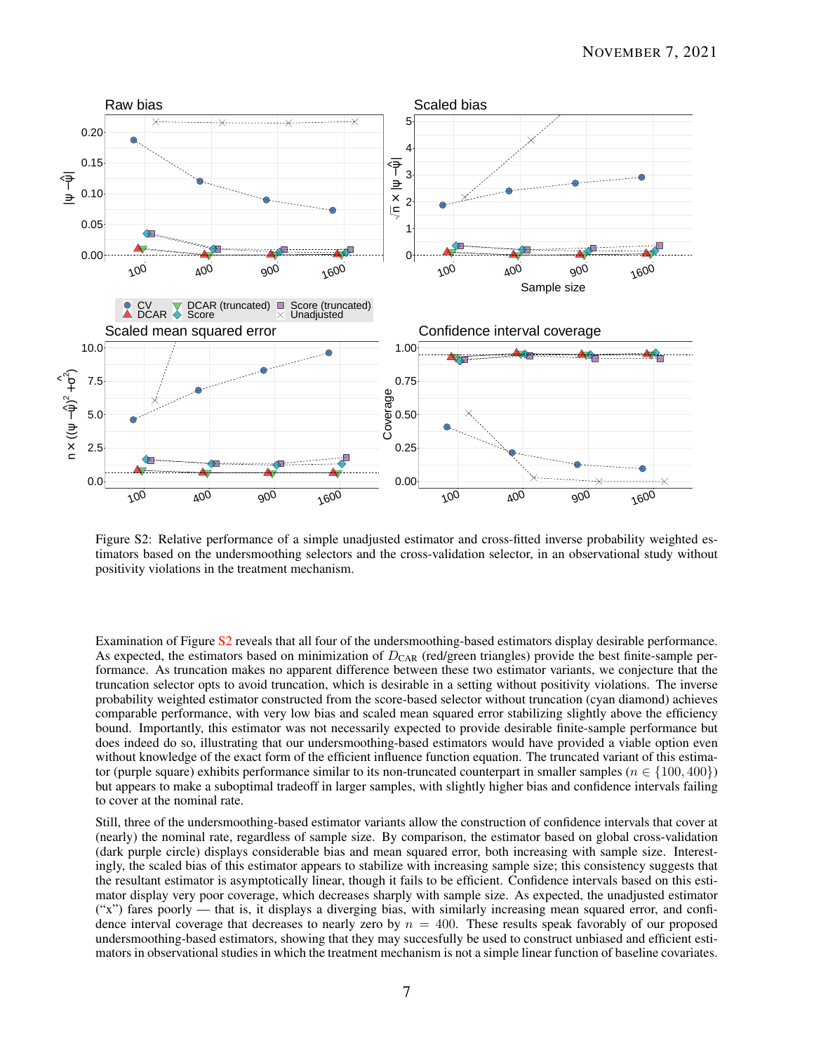Figure S2: Relative performance of a simple unadjusted estimator and cross-fitted inverse probability weighted estimators based on the undersmoothing selectors and the cross-validation selector, in an observational study without positivity violations in the treatment mechanism.

Examination of Figure S2 reveals that all four of the undersmoothing-based estimators display desirable performance. As expected, the estimators based on minimization of $D_{\text{CAR}}$ (red/green triangles) provide the best finite-sample performance. As truncation makes no apparent difference between these two estimator variants, we conjecture that the truncation selector opts to avoid truncation, which is desirable in a setting without positivity violations. The inverse probability weighted estimator constructed from the score-based selector without truncation (cyan diamond) achieves comparable performance, with very low bias and scaled mean squared error stabilizing slightly above the efficiency bound. Importantly, this estimator was not necessarily expected to provide desirable finite-sample performance but does indeed do so, illustrating that our undersmoothing-based estimators would have provided a viable option even without knowledge of the exact form of the efficient influence function equation. The truncated variant of this estimator (purple square) exhibits performance similar to its non-truncated counterpart in smaller samples ($n \in \{100, 400\}$) but appears to make a suboptimal tradeoff in larger samples, with slightly higher bias and confidence intervals failing to cover at the nominal rate.

Still, three of the undersmoothing-based estimator variants allow the construction of confidence intervals that cover at (nearly) the nominal rate, regardless of sample size. By comparison, the estimator based on global cross-validation (dark purple circle) displays considerable bias and mean squared error, both increasing with sample size. Interestingly, the scaled bias of this estimator appears to stabilize with increasing sample size; this consistency suggests that the resultant estimator is asymptotically linear, though it fails to be efficient. Confidence intervals based on this estimator display very poor coverage, which decreases sharply with sample size. As expected, the unadjusted estimator ("x") fares poorly — that is, it displays a diverging bias, with similarly increasing mean squared error, and confidence interval coverage that decreases to nearly zero by $n = 400$. These results speak favorably of our proposed undersmoothing-based estimators, showing that they may succesfully be used to construct unbiased and efficient estimators in observational studies in which the treatment mechanism is not a simple linear function of baseline covariates.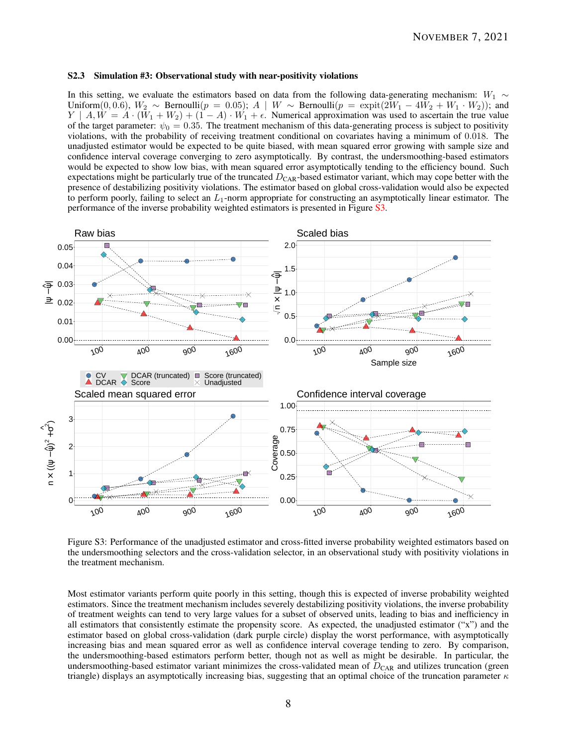### S2.3 Simulation #3: Observational study with near-positivity violations

In this setting, we evaluate the estimators based on data from the following data-generating mechanism: $W_1 \sim \text{Uniform}(0, 0.6)$, $W_2 \sim \text{Bernoulli}(p = 0.05)$; $A \mid W \sim \text{Bernoulli}(p = \text{expit}(2W_1 - 4W_2 + W_1 \cdot W_2))$; and $Y \mid A, W = A \cdot (W_1 + W_2) + (1 - A) \cdot W_1 + \epsilon$. Numerical approximation was used to ascertain the true value of the target parameter: $\psi_0 = 0.35$. The treatment mechanism of this data-generating process is subject to positivity violations, with the probability of receiving treatment conditional on covariates having a minimum of 0.018. The unadjusted estimator would be expected to be quite biased, with mean squared error growing with sample size and confidence interval coverage converging to zero asymptotically. By contrast, the undersmoothing-based estimators would be expected to show low bias, with mean squared error asymptotically tending to the efficiency bound. Such expectations might be particularly true of the truncated $D_{\text{CAR}}$-based estimator variant, which may cope better with the presence of destabilizing positivity violations. The estimator based on global cross-validation would also be expected to perform poorly, failing to select an $L_1$-norm appropriate for constructing an asymptotically linear estimator. The performance of the inverse probability weighted estimators is presented in Figure S3.

Figure S3: Performance of the unadjusted estimator and cross-fitted inverse probability weighted estimators based on the undersmoothing selectors and the cross-validation selector, in an observational study with positivity violations in the treatment mechanism.

Most estimator variants perform quite poorly in this setting, though this is expected of inverse probability weighted estimators. Since the treatment mechanism includes severely destabilizing positivity violations, the inverse probability of treatment weights can tend to very large values for a subset of observed units, leading to bias and inefficiency in all estimators that consistently estimate the propensity score. As expected, the unadjusted estimator ("x") and the estimator based on global cross-validation (dark purple circle) display the worst performance, with asymptotically increasing bias and mean squared error as well as confidence interval coverage tending to zero. By comparison, the undersmoothing-based estimators perform better, though not as well as might be desirable. In particular, the undersmoothing-based estimator variant minimizes the cross-validated mean of $D_{\text{CAR}}$ and utilizes truncation (green triangle) displays an asymptotically increasing bias, suggesting that an optimal choice of the truncation parameter $\kappa$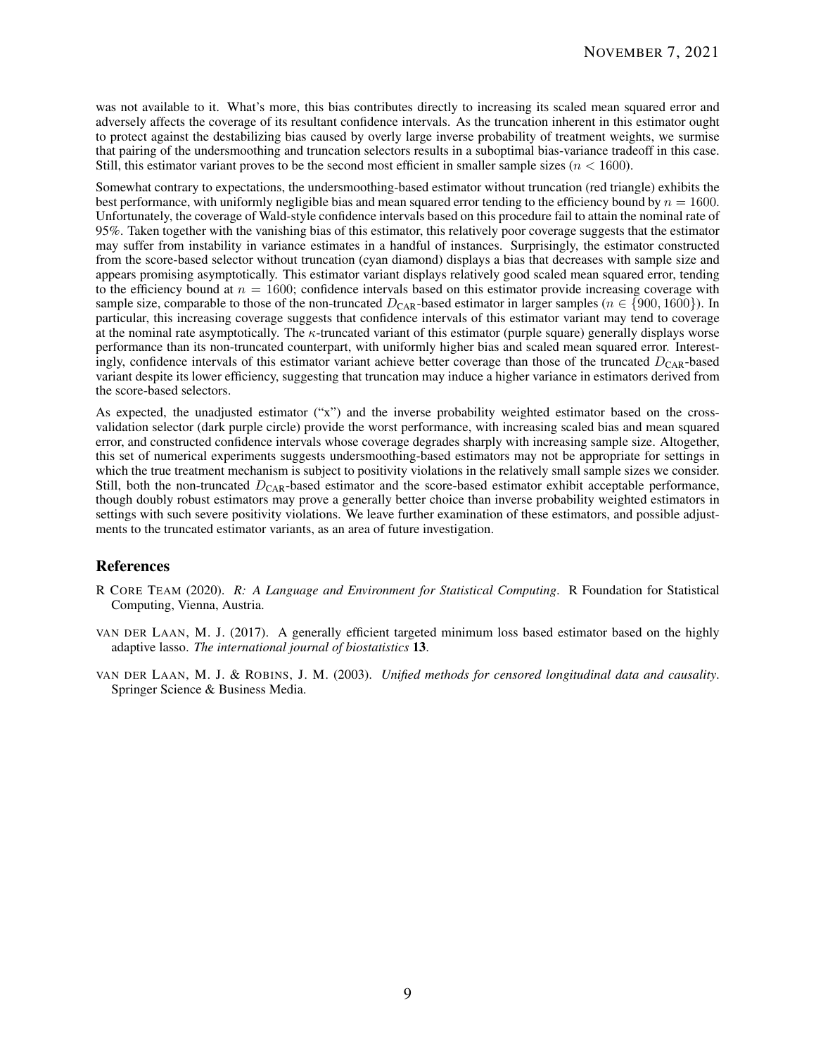was not available to it. What's more, this bias contributes directly to increasing its scaled mean squared error and adversely affects the coverage of its resultant confidence intervals. As the truncation inherent in this estimator ought to protect against the destabilizing bias caused by overly large inverse probability of treatment weights, we surmise that pairing of the undersmoothing and truncation selectors results in a suboptimal bias-variance tradeoff in this case. Still, this estimator variant proves to be the second most efficient in smaller sample sizes ($n < 1600$).

Somewhat contrary to expectations, the undersmoothing-based estimator without truncation (red triangle) exhibits the best performance, with uniformly negligible bias and mean squared error tending to the efficiency bound by $n = 1600$. Unfortunately, the coverage of Wald-style confidence intervals based on this procedure fail to attain the nominal rate of 95%. Taken together with the vanishing bias of this estimator, this relatively poor coverage suggests that the estimator may suffer from instability in variance estimates in a handful of instances. Surprisingly, the estimator constructed from the score-based selector without truncation (cyan diamond) displays a bias that decreases with sample size and appears promising asymptotically. This estimator variant displays relatively good scaled mean squared error, tending to the efficiency bound at $n = 1600$; confidence intervals based on this estimator provide increasing coverage with sample size, comparable to those of the non-truncated $D_{\text{CAR}}$-based estimator in larger samples ($n \in \{900, 1600\}$). In particular, this increasing coverage suggests that confidence intervals of this estimator variant may tend to coverage at the nominal rate asymptotically. The $\kappa$-truncated variant of this estimator (purple square) generally displays worse performance than its non-truncated counterpart, with uniformly higher bias and scaled mean squared error. Interestingly, confidence intervals of this estimator variant achieve better coverage than those of the truncated $D_{\text{CAR}}$-based variant despite its lower efficiency, suggesting that truncation may induce a higher variance in estimators derived from the score-based selectors.

As expected, the unadjusted estimator ("x") and the inverse probability weighted estimator based on the cross-validation selector (dark purple circle) provide the worst performance, with increasing scaled bias and mean squared error, and constructed confidence intervals whose coverage degrades sharply with increasing sample size. Altogether, this set of numerical experiments suggests undersmoothing-based estimators may not be appropriate for settings in which the true treatment mechanism is subject to positivity violations in the relatively small sample sizes we consider. Still, both the non-truncated $D_{\text{CAR}}$-based estimator and the score-based estimator exhibit acceptable performance, though doubly robust estimators may prove a generally better choice than inverse probability weighted estimators in settings with such severe positivity violations. We leave further examination of these estimators, and possible adjustments to the truncated estimator variants, as an area of future investigation.

## References

R CORE TEAM (2020). *R: A Language and Environment for Statistical Computing*. R Foundation for Statistical Computing, Vienna, Austria.

VAN DER LAAN, M. J. (2017). A generally efficient targeted minimum loss based estimator based on the highly adaptive lasso. *The international journal of biostatistics* **13**.

VAN DER LAAN, M. J. & ROBINS, J. M. (2003). *Unified methods for censored longitudinal data and causality*. Springer Science & Business Media.